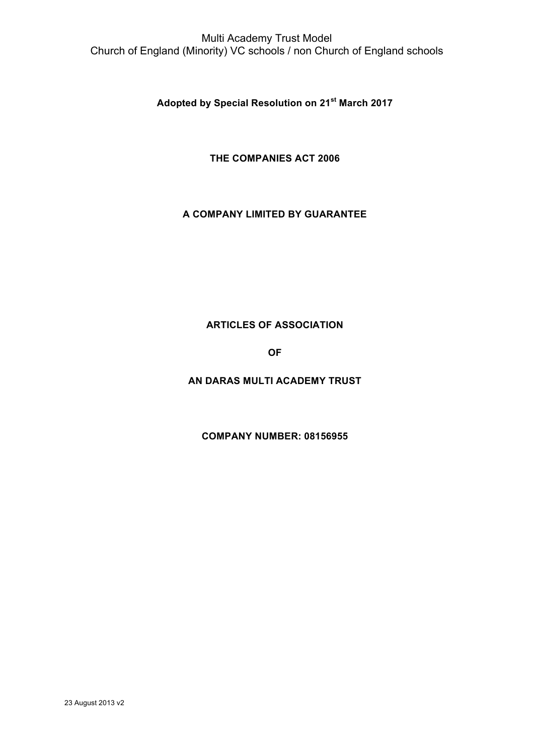Multi Academy Trust Model
Church of England (Minority) VC schools / non Church of England schools

**Adopted by Special Resolution on 21st March 2017**

**THE COMPANIES ACT 2006**

**A COMPANY LIMITED BY GUARANTEE**

**ARTICLES OF ASSOCIATION**

**OF**

**AN DARAS MULTI ACADEMY TRUST**

**COMPANY NUMBER: 08156955**

23 August 2013 v2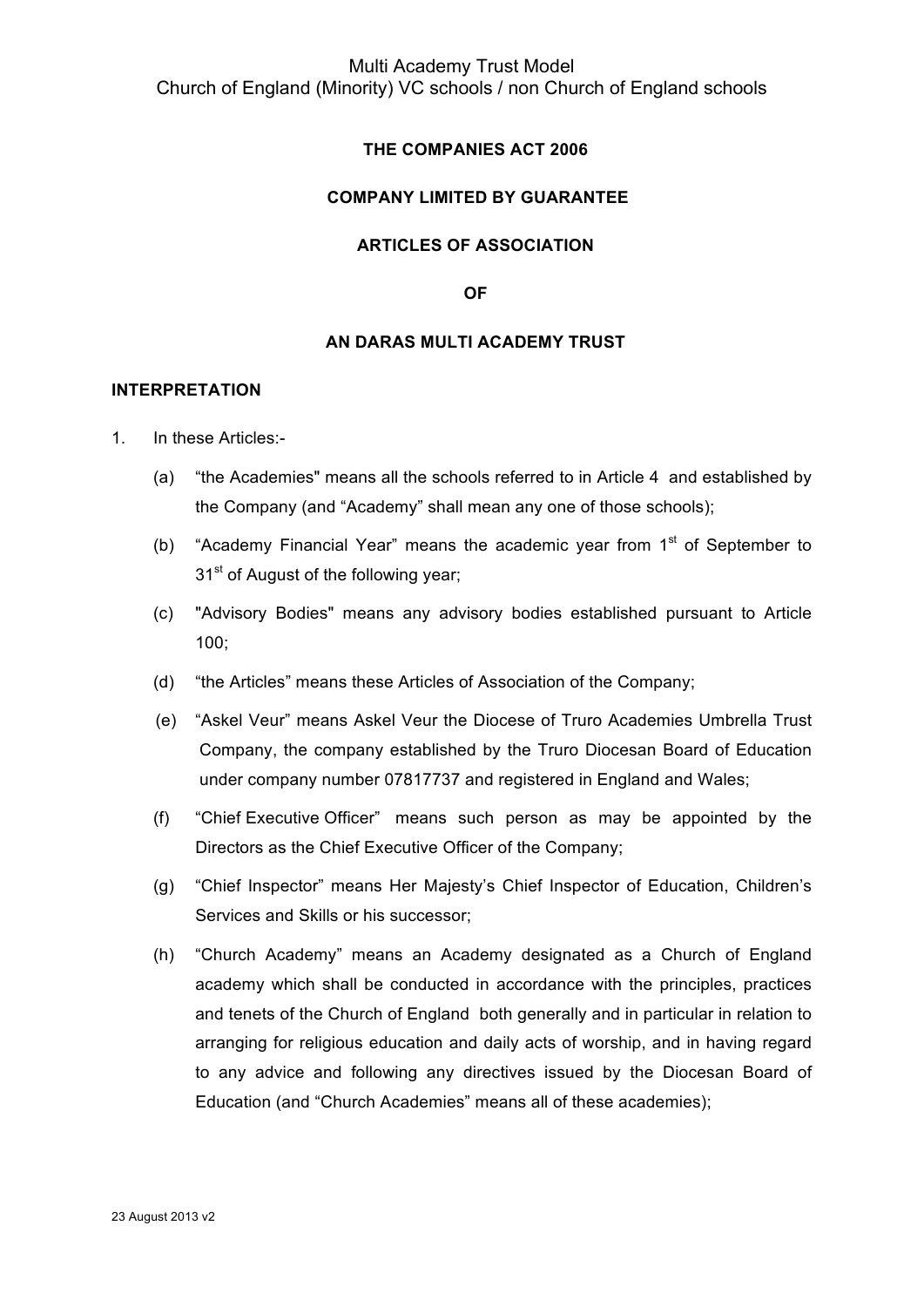**THE COMPANIES ACT 2006**

**COMPANY LIMITED BY GUARANTEE**

**ARTICLES OF ASSOCIATION**

**OF**

**AN DARAS MULTI ACADEMY TRUST**

## INTERPRETATION

1. In these Articles:-

   (a) "the Academies" means all the schools referred to in Article 4 and established by the Company (and "Academy" shall mean any one of those schools);

   (b) "Academy Financial Year" means the academic year from 1st of September to 31st of August of the following year;

   (c) "Advisory Bodies" means any advisory bodies established pursuant to Article 100;

   (d) "the Articles" means these Articles of Association of the Company;

   (e) "Askel Veur" means Askel Veur the Diocese of Truro Academies Umbrella Trust Company, the company established by the Truro Diocesan Board of Education under company number 07817737 and registered in England and Wales;

   (f) "Chief Executive Officer" means such person as may be appointed by the Directors as the Chief Executive Officer of the Company;

   (g) "Chief Inspector" means Her Majesty's Chief Inspector of Education, Children's Services and Skills or his successor;

   (h) "Church Academy" means an Academy designated as a Church of England academy which shall be conducted in accordance with the principles, practices and tenets of the Church of England both generally and in particular in relation to arranging for religious education and daily acts of worship, and in having regard to any advice and following any directives issued by the Diocesan Board of Education (and "Church Academies" means all of these academies);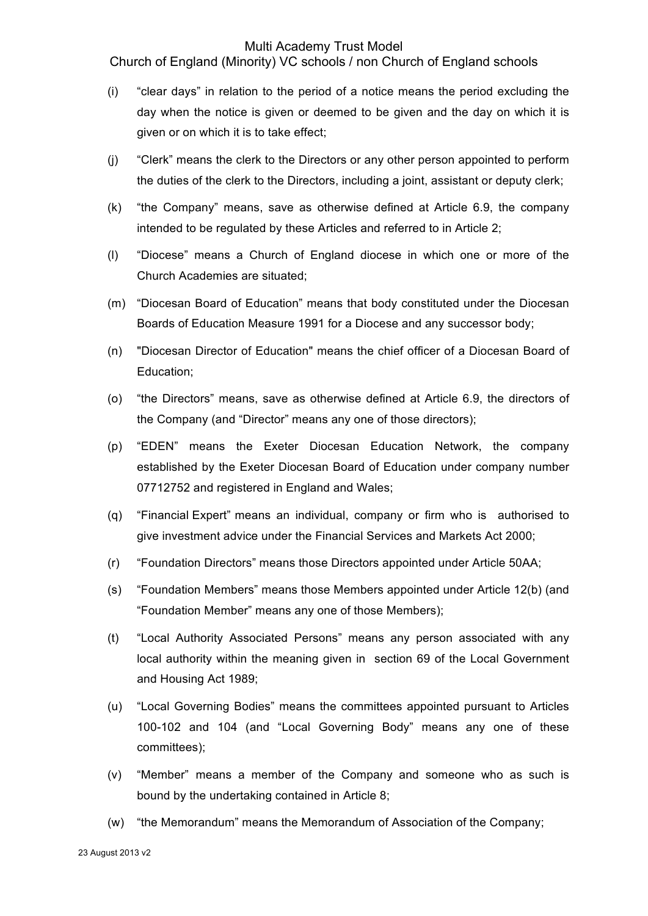(i) “clear days” in relation to the period of a notice means the period excluding the day when the notice is given or deemed to be given and the day on which it is given or on which it is to take effect;

(j) “Clerk” means the clerk to the Directors or any other person appointed to perform the duties of the clerk to the Directors, including a joint, assistant or deputy clerk;

(k) “the Company” means, save as otherwise defined at Article 6.9, the company intended to be regulated by these Articles and referred to in Article 2;

(l) “Diocese” means a Church of England diocese in which one or more of the Church Academies are situated;

(m) “Diocesan Board of Education” means that body constituted under the Diocesan Boards of Education Measure 1991 for a Diocese and any successor body;

(n) "Diocesan Director of Education" means the chief officer of a Diocesan Board of Education;

(o) “the Directors” means, save as otherwise defined at Article 6.9, the directors of the Company (and “Director” means any one of those directors);

(p) “EDEN” means the Exeter Diocesan Education Network, the company established by the Exeter Diocesan Board of Education under company number 07712752 and registered in England and Wales;

(q) “Financial Expert” means an individual, company or firm who is authorised to give investment advice under the Financial Services and Markets Act 2000;

(r) “Foundation Directors” means those Directors appointed under Article 50AA;

(s) “Foundation Members” means those Members appointed under Article 12(b) (and “Foundation Member” means any one of those Members);

(t) “Local Authority Associated Persons” means any person associated with any local authority within the meaning given in section 69 of the Local Government and Housing Act 1989;

(u) “Local Governing Bodies” means the committees appointed pursuant to Articles 100-102 and 104 (and “Local Governing Body” means any one of these committees);

(v) “Member” means a member of the Company and someone who as such is bound by the undertaking contained in Article 8;

(w) “the Memorandum” means the Memorandum of Association of the Company;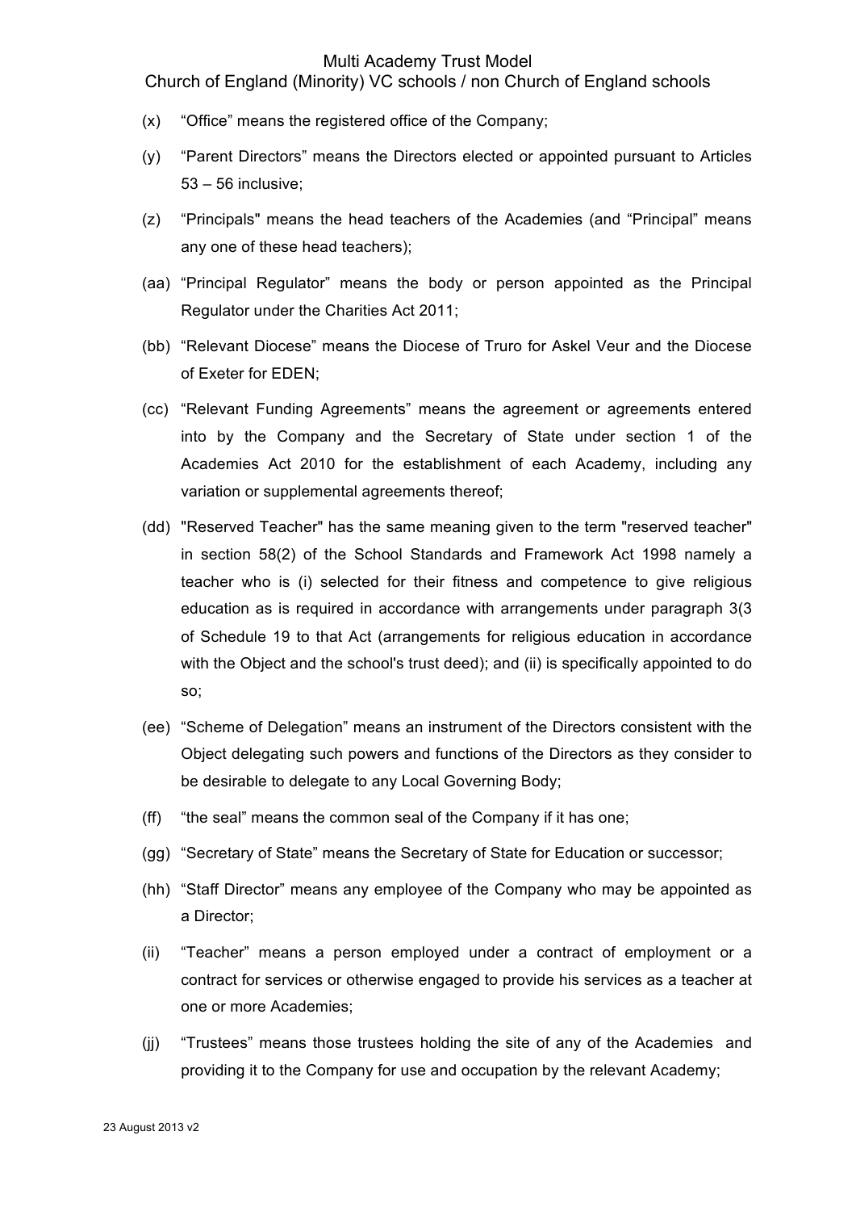(x) "Office" means the registered office of the Company;

(y) "Parent Directors" means the Directors elected or appointed pursuant to Articles 53 – 56 inclusive;

(z) "Principals" means the head teachers of the Academies (and "Principal" means any one of these head teachers);

(aa) "Principal Regulator" means the body or person appointed as the Principal Regulator under the Charities Act 2011;

(bb) "Relevant Diocese" means the Diocese of Truro for Askel Veur and the Diocese of Exeter for EDEN;

(cc) "Relevant Funding Agreements" means the agreement or agreements entered into by the Company and the Secretary of State under section 1 of the Academies Act 2010 for the establishment of each Academy, including any variation or supplemental agreements thereof;

(dd) "Reserved Teacher" has the same meaning given to the term "reserved teacher" in section 58(2) of the School Standards and Framework Act 1998 namely a teacher who is (i) selected for their fitness and competence to give religious education as is required in accordance with arrangements under paragraph 3(3 of Schedule 19 to that Act (arrangements for religious education in accordance with the Object and the school's trust deed); and (ii) is specifically appointed to do so;

(ee) "Scheme of Delegation" means an instrument of the Directors consistent with the Object delegating such powers and functions of the Directors as they consider to be desirable to delegate to any Local Governing Body;

(ff) "the seal" means the common seal of the Company if it has one;

(gg) "Secretary of State" means the Secretary of State for Education or successor;

(hh) "Staff Director" means any employee of the Company who may be appointed as a Director;

(ii) "Teacher" means a person employed under a contract of employment or a contract for services or otherwise engaged to provide his services as a teacher at one or more Academies;

(jj) "Trustees" means those trustees holding the site of any of the Academies and providing it to the Company for use and occupation by the relevant Academy;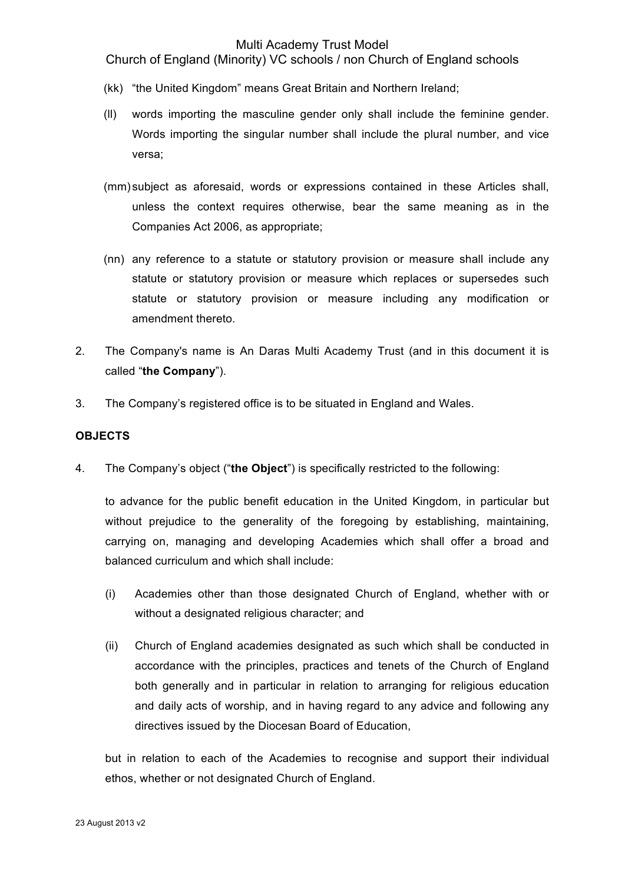(kk) "the United Kingdom" means Great Britain and Northern Ireland;

(ll) words importing the masculine gender only shall include the feminine gender. Words importing the singular number shall include the plural number, and vice versa;

(mm) subject as aforesaid, words or expressions contained in these Articles shall, unless the context requires otherwise, bear the same meaning as in the Companies Act 2006, as appropriate;

(nn) any reference to a statute or statutory provision or measure shall include any statute or statutory provision or measure which replaces or supersedes such statute or statutory provision or measure including any modification or amendment thereto.

2. The Company's name is An Daras Multi Academy Trust (and in this document it is called "**the Company**").

3. The Company's registered office is to be situated in England and Wales.

**OBJECTS**

4. The Company's object ("**the Object**") is specifically restricted to the following:

   to advance for the public benefit education in the United Kingdom, in particular but without prejudice to the generality of the foregoing by establishing, maintaining, carrying on, managing and developing Academies which shall offer a broad and balanced curriculum and which shall include:

   (i) Academies other than those designated Church of England, whether with or without a designated religious character; and

   (ii) Church of England academies designated as such which shall be conducted in accordance with the principles, practices and tenets of the Church of England both generally and in particular in relation to arranging for religious education and daily acts of worship, and in having regard to any advice and following any directives issued by the Diocesan Board of Education,

   but in relation to each of the Academies to recognise and support their individual ethos, whether or not designated Church of England.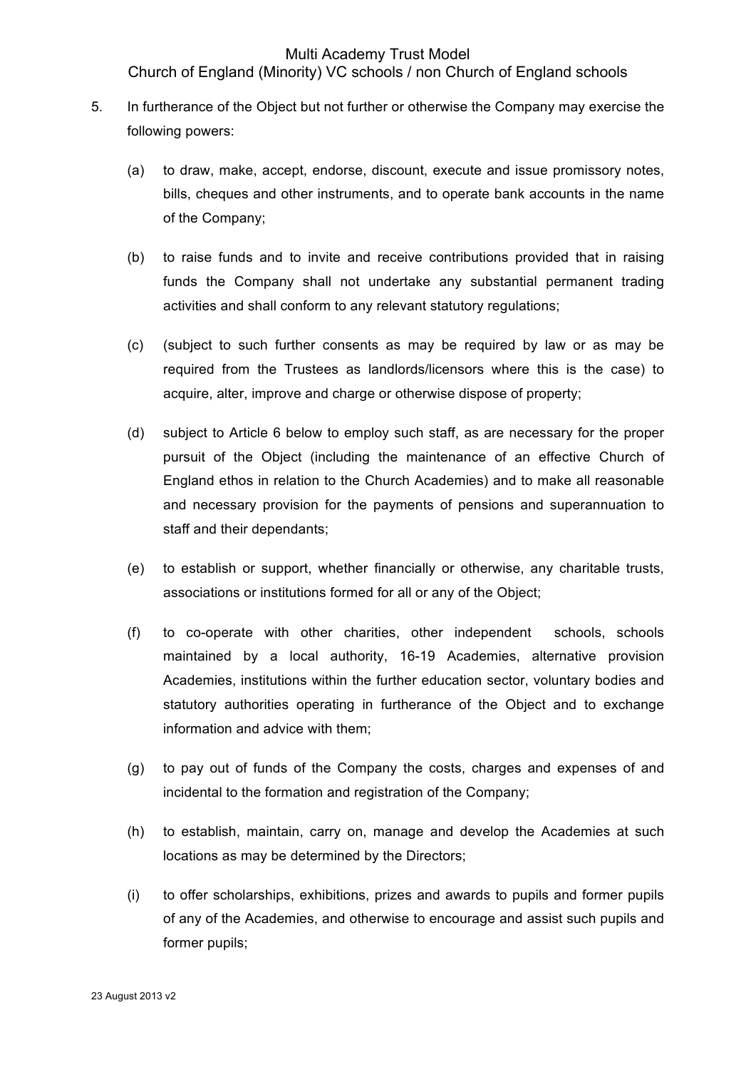5. In furtherance of the Object but not further or otherwise the Company may exercise the following powers:

   (a) to draw, make, accept, endorse, discount, execute and issue promissory notes, bills, cheques and other instruments, and to operate bank accounts in the name of the Company;

   (b) to raise funds and to invite and receive contributions provided that in raising funds the Company shall not undertake any substantial permanent trading activities and shall conform to any relevant statutory regulations;

   (c) (subject to such further consents as may be required by law or as may be required from the Trustees as landlords/licensors where this is the case) to acquire, alter, improve and charge or otherwise dispose of property;

   (d) subject to Article 6 below to employ such staff, as are necessary for the proper pursuit of the Object (including the maintenance of an effective Church of England ethos in relation to the Church Academies) and to make all reasonable and necessary provision for the payments of pensions and superannuation to staff and their dependants;

   (e) to establish or support, whether financially or otherwise, any charitable trusts, associations or institutions formed for all or any of the Object;

   (f) to co-operate with other charities, other independent schools, schools maintained by a local authority, 16-19 Academies, alternative provision Academies, institutions within the further education sector, voluntary bodies and statutory authorities operating in furtherance of the Object and to exchange information and advice with them;

   (g) to pay out of funds of the Company the costs, charges and expenses of and incidental to the formation and registration of the Company;

   (h) to establish, maintain, carry on, manage and develop the Academies at such locations as may be determined by the Directors;

   (i) to offer scholarships, exhibitions, prizes and awards to pupils and former pupils of any of the Academies, and otherwise to encourage and assist such pupils and former pupils;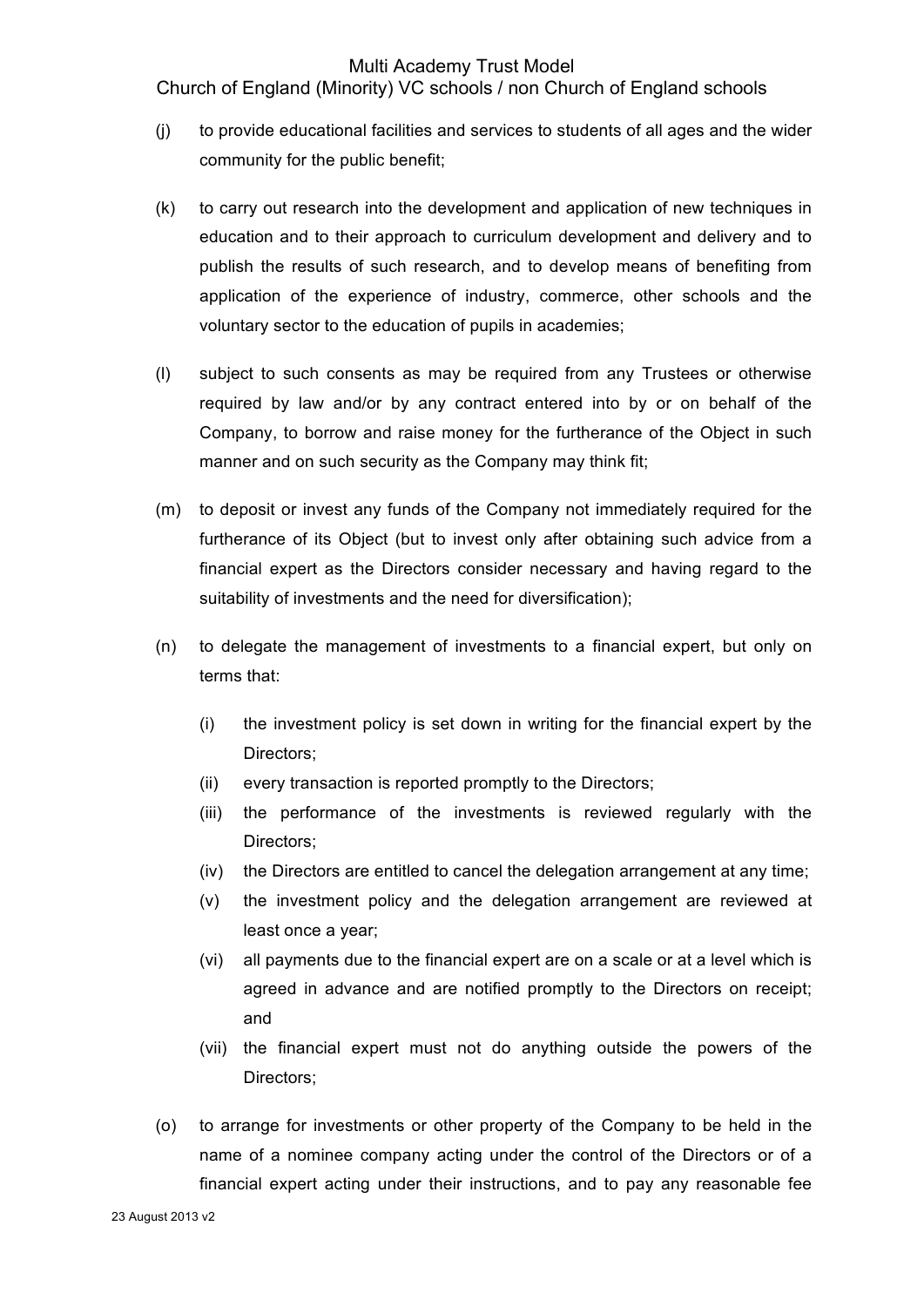(j) to provide educational facilities and services to students of all ages and the wider community for the public benefit;

(k) to carry out research into the development and application of new techniques in education and to their approach to curriculum development and delivery and to publish the results of such research, and to develop means of benefiting from application of the experience of industry, commerce, other schools and the voluntary sector to the education of pupils in academies;

(l) subject to such consents as may be required from any Trustees or otherwise required by law and/or by any contract entered into by or on behalf of the Company, to borrow and raise money for the furtherance of the Object in such manner and on such security as the Company may think fit;

(m) to deposit or invest any funds of the Company not immediately required for the furtherance of its Object (but to invest only after obtaining such advice from a financial expert as the Directors consider necessary and having regard to the suitability of investments and the need for diversification);

(n) to delegate the management of investments to a financial expert, but only on terms that:

    (i) the investment policy is set down in writing for the financial expert by the Directors;
    (ii) every transaction is reported promptly to the Directors;
    (iii) the performance of the investments is reviewed regularly with the Directors;
    (iv) the Directors are entitled to cancel the delegation arrangement at any time;
    (v) the investment policy and the delegation arrangement are reviewed at least once a year;
    (vi) all payments due to the financial expert are on a scale or at a level which is agreed in advance and are notified promptly to the Directors on receipt; and
    (vii) the financial expert must not do anything outside the powers of the Directors;

(o) to arrange for investments or other property of the Company to be held in the name of a nominee company acting under the control of the Directors or of a financial expert acting under their instructions, and to pay any reasonable fee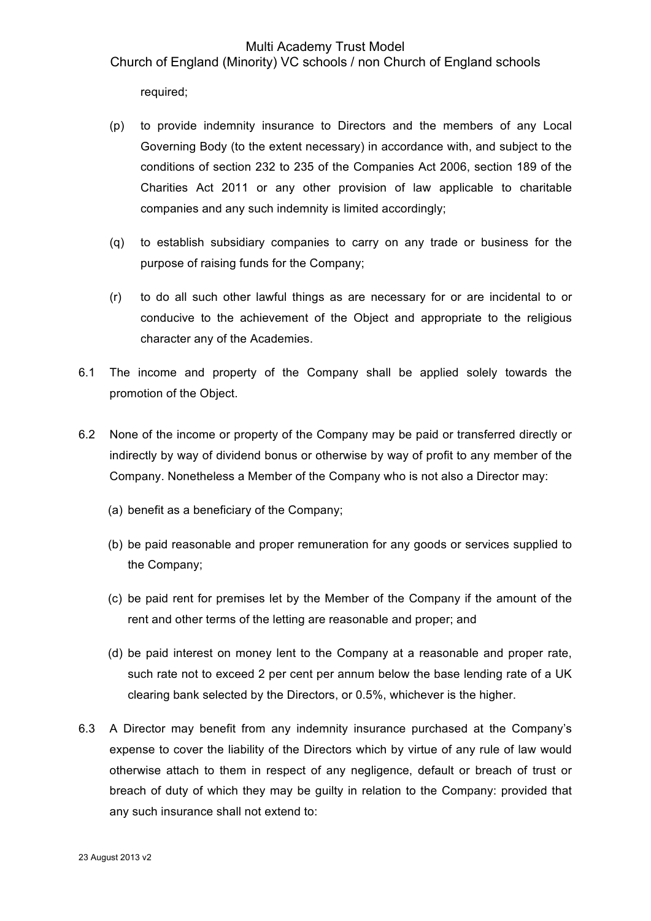required;

(p) to provide indemnity insurance to Directors and the members of any Local Governing Body (to the extent necessary) in accordance with, and subject to the conditions of section 232 to 235 of the Companies Act 2006, section 189 of the Charities Act 2011 or any other provision of law applicable to charitable companies and any such indemnity is limited accordingly;

(q) to establish subsidiary companies to carry on any trade or business for the purpose of raising funds for the Company;

(r) to do all such other lawful things as are necessary for or are incidental to or conducive to the achievement of the Object and appropriate to the religious character any of the Academies.

6.1 The income and property of the Company shall be applied solely towards the promotion of the Object.

6.2 None of the income or property of the Company may be paid or transferred directly or indirectly by way of dividend bonus or otherwise by way of profit to any member of the Company. Nonetheless a Member of the Company who is not also a Director may:

(a) benefit as a beneficiary of the Company;

(b) be paid reasonable and proper remuneration for any goods or services supplied to the Company;

(c) be paid rent for premises let by the Member of the Company if the amount of the rent and other terms of the letting are reasonable and proper; and

(d) be paid interest on money lent to the Company at a reasonable and proper rate, such rate not to exceed 2 per cent per annum below the base lending rate of a UK clearing bank selected by the Directors, or 0.5%, whichever is the higher.

6.3 A Director may benefit from any indemnity insurance purchased at the Company's expense to cover the liability of the Directors which by virtue of any rule of law would otherwise attach to them in respect of any negligence, default or breach of trust or breach of duty of which they may be guilty in relation to the Company: provided that any such insurance shall not extend to: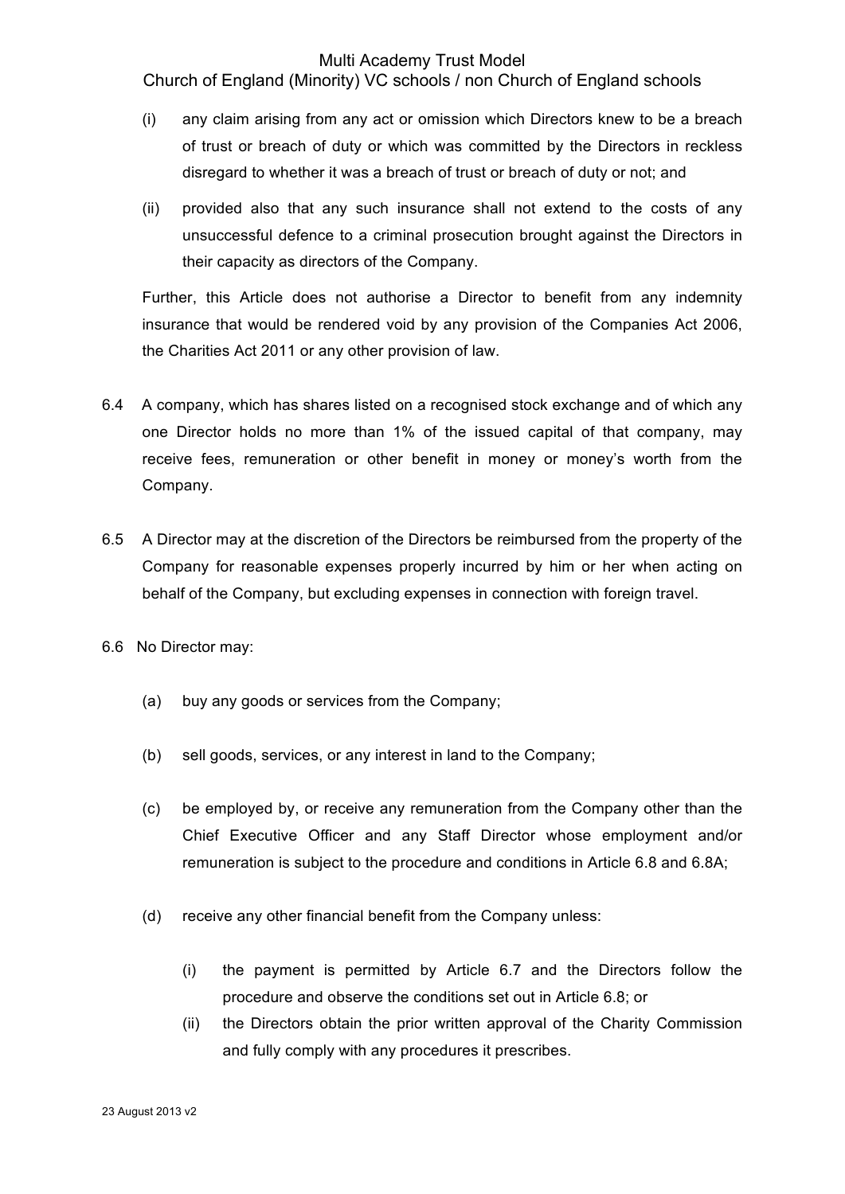(i) any claim arising from any act or omission which Directors knew to be a breach of trust or breach of duty or which was committed by the Directors in reckless disregard to whether it was a breach of trust or breach of duty or not; and

(ii) provided also that any such insurance shall not extend to the costs of any unsuccessful defence to a criminal prosecution brought against the Directors in their capacity as directors of the Company.

Further, this Article does not authorise a Director to benefit from any indemnity insurance that would be rendered void by any provision of the Companies Act 2006, the Charities Act 2011 or any other provision of law.

6.4 A company, which has shares listed on a recognised stock exchange and of which any one Director holds no more than 1% of the issued capital of that company, may receive fees, remuneration or other benefit in money or money's worth from the Company.

6.5 A Director may at the discretion of the Directors be reimbursed from the property of the Company for reasonable expenses properly incurred by him or her when acting on behalf of the Company, but excluding expenses in connection with foreign travel.

6.6 No Director may:

(a) buy any goods or services from the Company;

(b) sell goods, services, or any interest in land to the Company;

(c) be employed by, or receive any remuneration from the Company other than the Chief Executive Officer and any Staff Director whose employment and/or remuneration is subject to the procedure and conditions in Article 6.8 and 6.8A;

(d) receive any other financial benefit from the Company unless:

(i) the payment is permitted by Article 6.7 and the Directors follow the procedure and observe the conditions set out in Article 6.8; or
(ii) the Directors obtain the prior written approval of the Charity Commission and fully comply with any procedures it prescribes.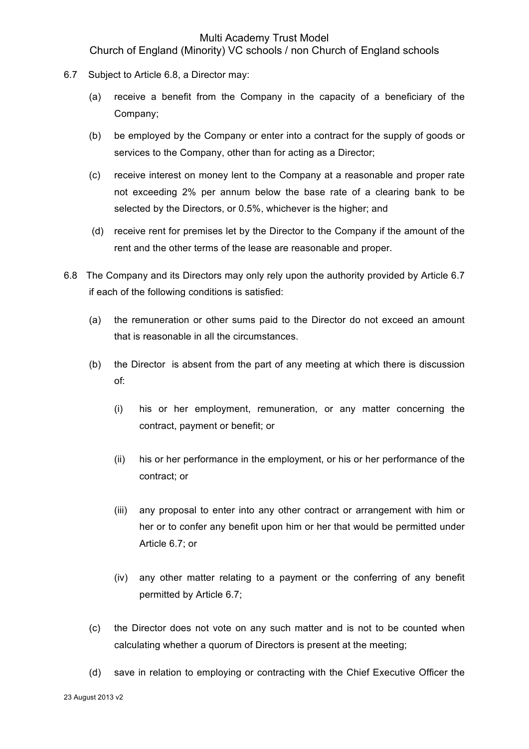6.7 Subject to Article 6.8, a Director may:

(a) receive a benefit from the Company in the capacity of a beneficiary of the Company;

(b) be employed by the Company or enter into a contract for the supply of goods or services to the Company, other than for acting as a Director;

(c) receive interest on money lent to the Company at a reasonable and proper rate not exceeding 2% per annum below the base rate of a clearing bank to be selected by the Directors, or 0.5%, whichever is the higher; and

(d) receive rent for premises let by the Director to the Company if the amount of the rent and the other terms of the lease are reasonable and proper.

6.8 The Company and its Directors may only rely upon the authority provided by Article 6.7 if each of the following conditions is satisfied:

(a) the remuneration or other sums paid to the Director do not exceed an amount that is reasonable in all the circumstances.

(b) the Director is absent from the part of any meeting at which there is discussion of:

(i) his or her employment, remuneration, or any matter concerning the contract, payment or benefit; or

(ii) his or her performance in the employment, or his or her performance of the contract; or

(iii) any proposal to enter into any other contract or arrangement with him or her or to confer any benefit upon him or her that would be permitted under Article 6.7; or

(iv) any other matter relating to a payment or the conferring of any benefit permitted by Article 6.7;

(c) the Director does not vote on any such matter and is not to be counted when calculating whether a quorum of Directors is present at the meeting;

(d) save in relation to employing or contracting with the Chief Executive Officer the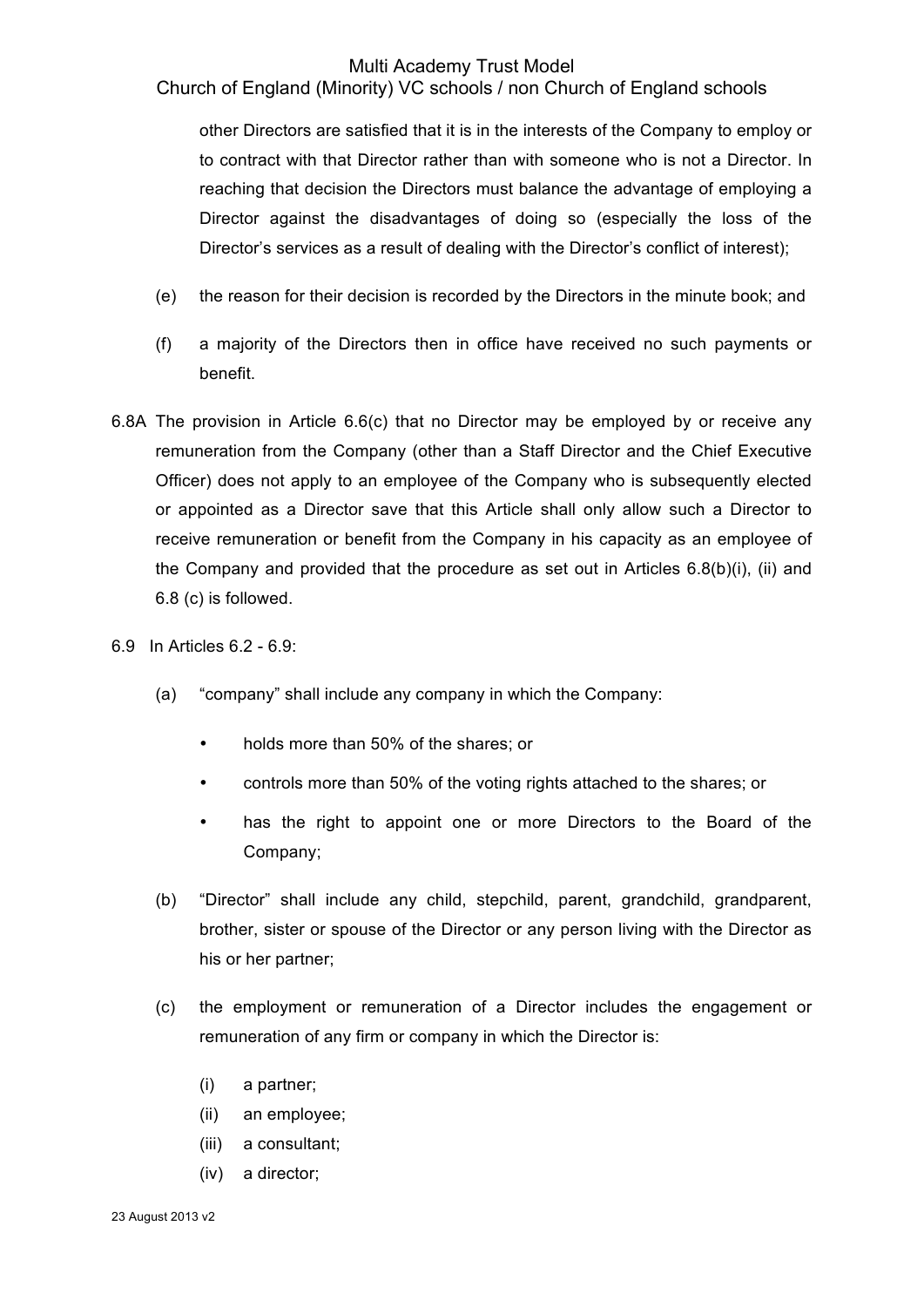other Directors are satisfied that it is in the interests of the Company to employ or to contract with that Director rather than with someone who is not a Director. In reaching that decision the Directors must balance the advantage of employing a Director against the disadvantages of doing so (especially the loss of the Director's services as a result of dealing with the Director's conflict of interest);

(e) the reason for their decision is recorded by the Directors in the minute book; and

(f) a majority of the Directors then in office have received no such payments or benefit.

6.8A The provision in Article 6.6(c) that no Director may be employed by or receive any remuneration from the Company (other than a Staff Director and the Chief Executive Officer) does not apply to an employee of the Company who is subsequently elected or appointed as a Director save that this Article shall only allow such a Director to receive remuneration or benefit from the Company in his capacity as an employee of the Company and provided that the procedure as set out in Articles 6.8(b)(i), (ii) and 6.8 (c) is followed.

6.9 In Articles 6.2 - 6.9:

(a) "company" shall include any company in which the Company:

- holds more than 50% of the shares; or
- controls more than 50% of the voting rights attached to the shares; or
- has the right to appoint one or more Directors to the Board of the Company;

(b) "Director" shall include any child, stepchild, parent, grandchild, grandparent, brother, sister or spouse of the Director or any person living with the Director as his or her partner;

(c) the employment or remuneration of a Director includes the engagement or remuneration of any firm or company in which the Director is:

(i) a partner;
(ii) an employee;
(iii) a consultant;
(iv) a director;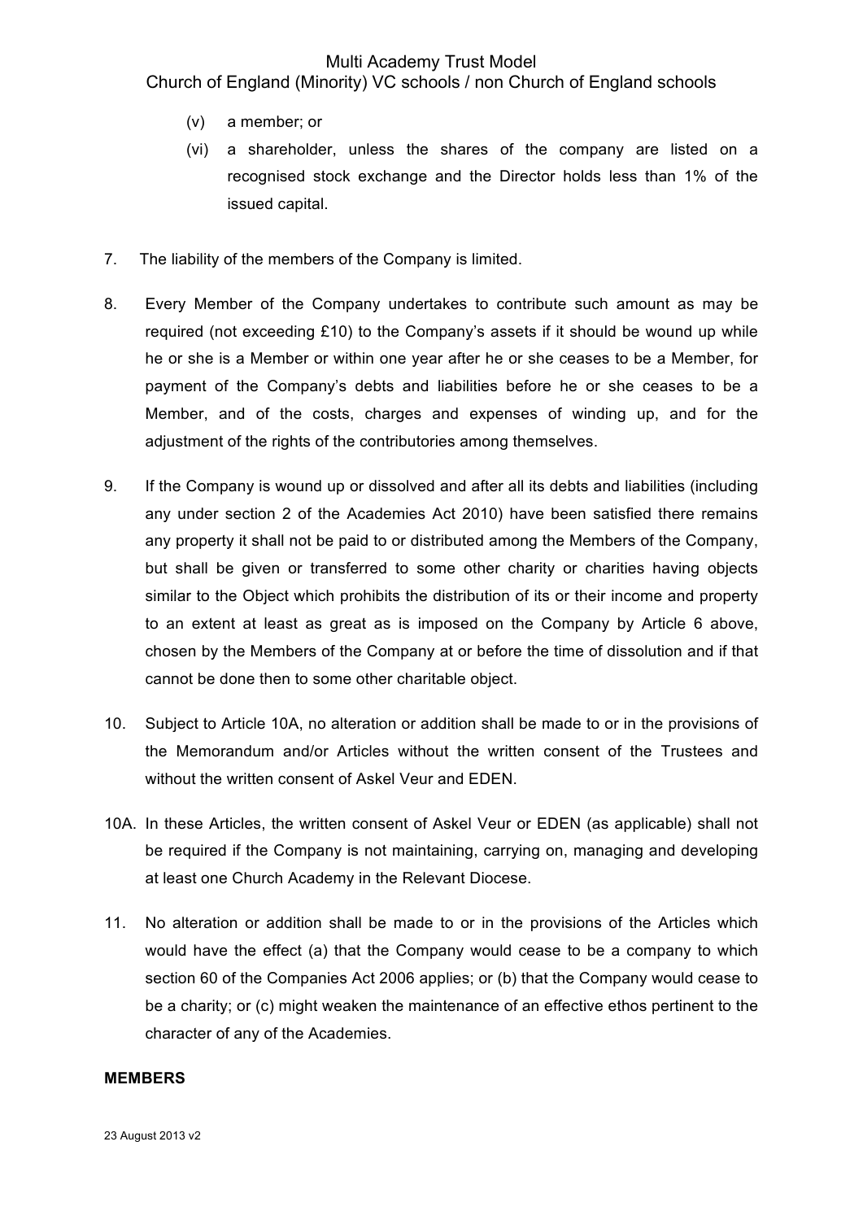(v) a member; or

(vi) a shareholder, unless the shares of the company are listed on a recognised stock exchange and the Director holds less than 1% of the issued capital.

7. The liability of the members of the Company is limited.

8. Every Member of the Company undertakes to contribute such amount as may be required (not exceeding £10) to the Company's assets if it should be wound up while he or she is a Member or within one year after he or she ceases to be a Member, for payment of the Company's debts and liabilities before he or she ceases to be a Member, and of the costs, charges and expenses of winding up, and for the adjustment of the rights of the contributories among themselves.

9. If the Company is wound up or dissolved and after all its debts and liabilities (including any under section 2 of the Academies Act 2010) have been satisfied there remains any property it shall not be paid to or distributed among the Members of the Company, but shall be given or transferred to some other charity or charities having objects similar to the Object which prohibits the distribution of its or their income and property to an extent at least as great as is imposed on the Company by Article 6 above, chosen by the Members of the Company at or before the time of dissolution and if that cannot be done then to some other charitable object.

10. Subject to Article 10A, no alteration or addition shall be made to or in the provisions of the Memorandum and/or Articles without the written consent of the Trustees and without the written consent of Askel Veur and EDEN.

10A. In these Articles, the written consent of Askel Veur or EDEN (as applicable) shall not be required if the Company is not maintaining, carrying on, managing and developing at least one Church Academy in the Relevant Diocese.

11. No alteration or addition shall be made to or in the provisions of the Articles which would have the effect (a) that the Company would cease to be a company to which section 60 of the Companies Act 2006 applies; or (b) that the Company would cease to be a charity; or (c) might weaken the maintenance of an effective ethos pertinent to the character of any of the Academies.

**MEMBERS**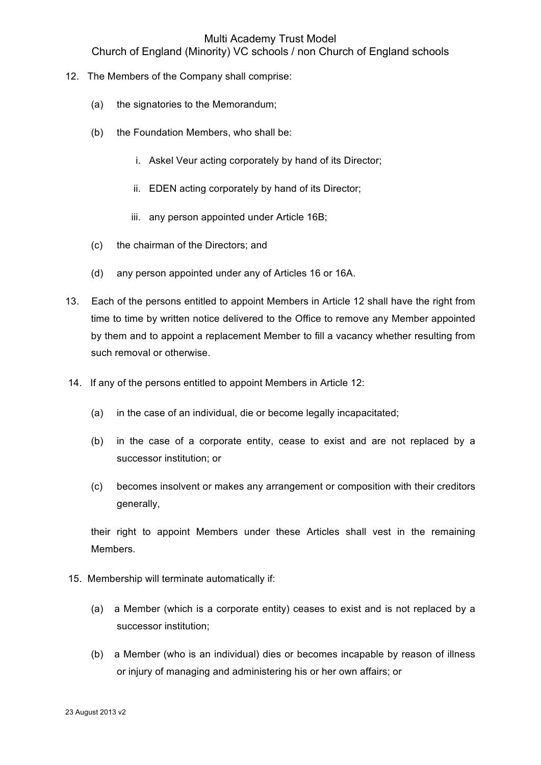12. The Members of the Company shall comprise:

    (a) the signatories to the Memorandum;

    (b) the Foundation Members, who shall be:

        i. Askel Veur acting corporately by hand of its Director;

        ii. EDEN acting corporately by hand of its Director;

        iii. any person appointed under Article 16B;

    (c) the chairman of the Directors; and

    (d) any person appointed under any of Articles 16 or 16A.

13. Each of the persons entitled to appoint Members in Article 12 shall have the right from time to time by written notice delivered to the Office to remove any Member appointed by them and to appoint a replacement Member to fill a vacancy whether resulting from such removal or otherwise.

14. If any of the persons entitled to appoint Members in Article 12:

    (a) in the case of an individual, die or become legally incapacitated;

    (b) in the case of a corporate entity, cease to exist and are not replaced by a successor institution; or

    (c) becomes insolvent or makes any arrangement or composition with their creditors generally,

    their right to appoint Members under these Articles shall vest in the remaining Members.

15. Membership will terminate automatically if:

    (a) a Member (which is a corporate entity) ceases to exist and is not replaced by a successor institution;

    (b) a Member (who is an individual) dies or becomes incapable by reason of illness or injury of managing and administering his or her own affairs; or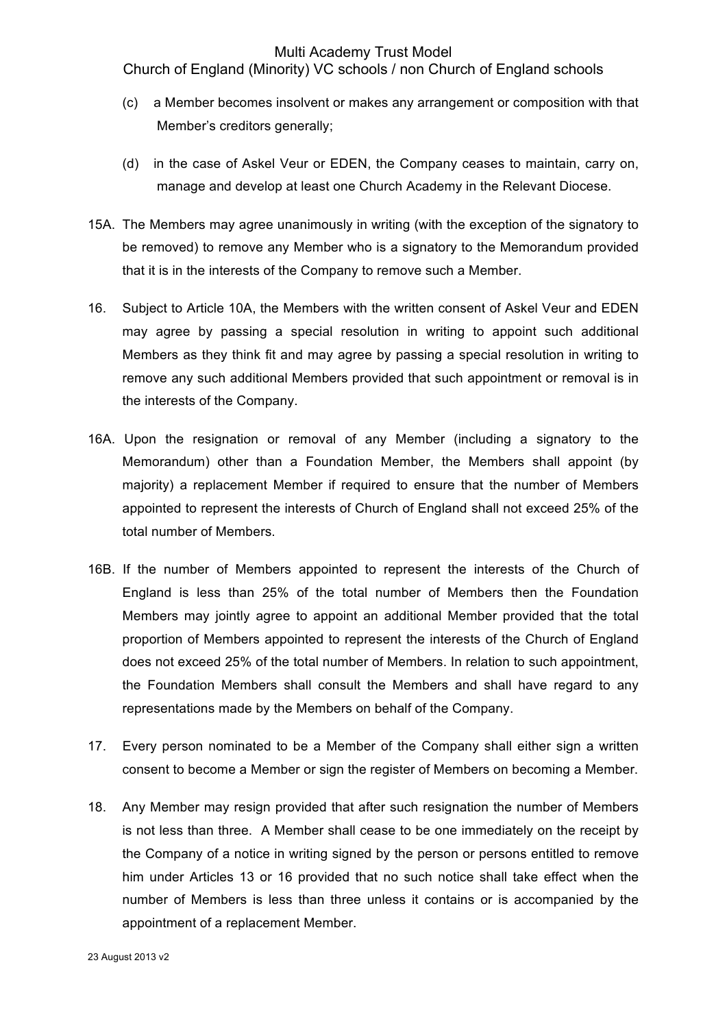(c) a Member becomes insolvent or makes any arrangement or composition with that Member's creditors generally;

(d) in the case of Askel Veur or EDEN, the Company ceases to maintain, carry on, manage and develop at least one Church Academy in the Relevant Diocese.

15A. The Members may agree unanimously in writing (with the exception of the signatory to be removed) to remove any Member who is a signatory to the Memorandum provided that it is in the interests of the Company to remove such a Member.

16. Subject to Article 10A, the Members with the written consent of Askel Veur and EDEN may agree by passing a special resolution in writing to appoint such additional Members as they think fit and may agree by passing a special resolution in writing to remove any such additional Members provided that such appointment or removal is in the interests of the Company.

16A. Upon the resignation or removal of any Member (including a signatory to the Memorandum) other than a Foundation Member, the Members shall appoint (by majority) a replacement Member if required to ensure that the number of Members appointed to represent the interests of Church of England shall not exceed 25% of the total number of Members.

16B. If the number of Members appointed to represent the interests of the Church of England is less than 25% of the total number of Members then the Foundation Members may jointly agree to appoint an additional Member provided that the total proportion of Members appointed to represent the interests of the Church of England does not exceed 25% of the total number of Members. In relation to such appointment, the Foundation Members shall consult the Members and shall have regard to any representations made by the Members on behalf of the Company.

17. Every person nominated to be a Member of the Company shall either sign a written consent to become a Member or sign the register of Members on becoming a Member.

18. Any Member may resign provided that after such resignation the number of Members is not less than three. A Member shall cease to be one immediately on the receipt by the Company of a notice in writing signed by the person or persons entitled to remove him under Articles 13 or 16 provided that no such notice shall take effect when the number of Members is less than three unless it contains or is accompanied by the appointment of a replacement Member.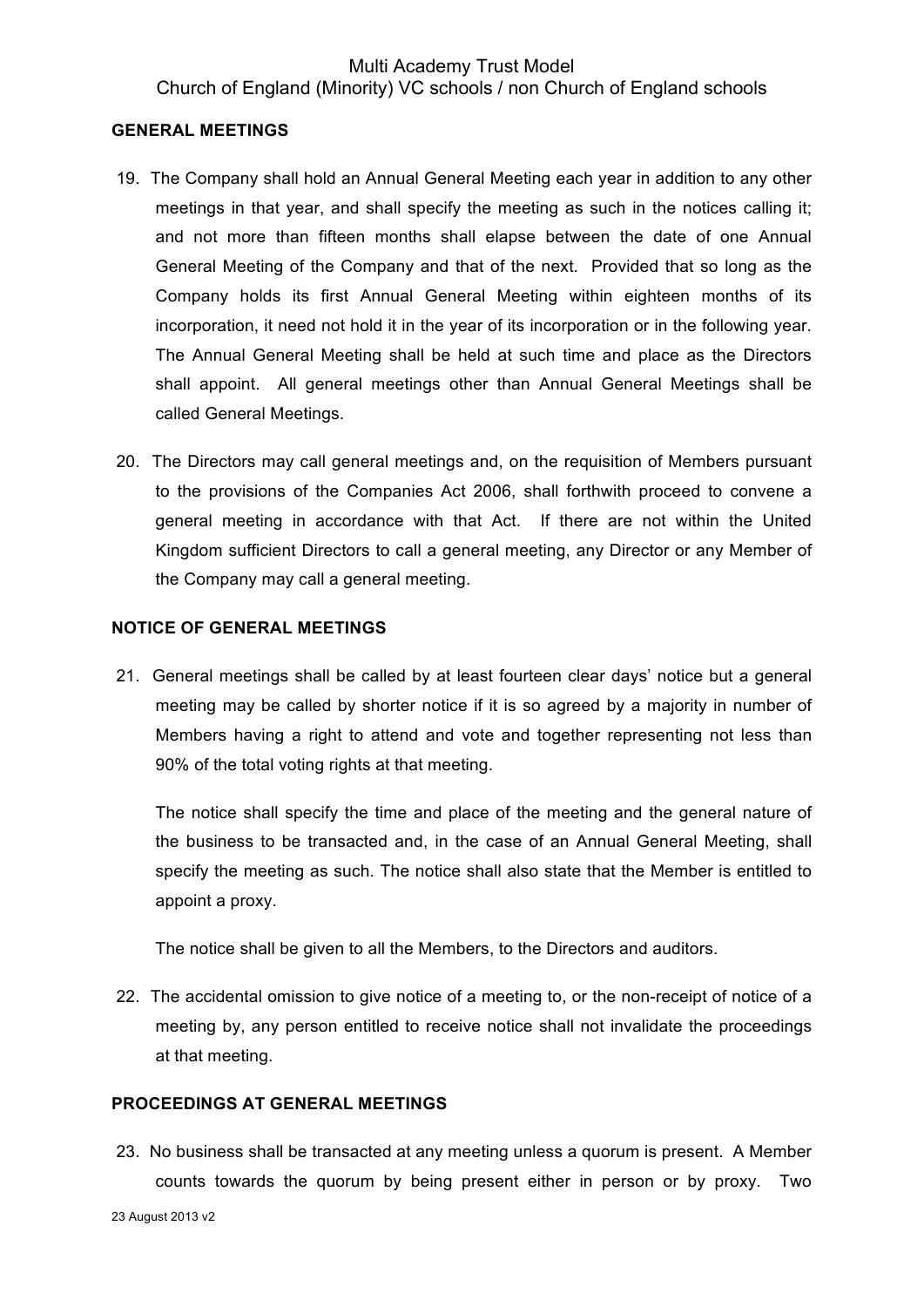## GENERAL MEETINGS

19. The Company shall hold an Annual General Meeting each year in addition to any other meetings in that year, and shall specify the meeting as such in the notices calling it; and not more than fifteen months shall elapse between the date of one Annual General Meeting of the Company and that of the next. Provided that so long as the Company holds its first Annual General Meeting within eighteen months of its incorporation, it need not hold it in the year of its incorporation or in the following year. The Annual General Meeting shall be held at such time and place as the Directors shall appoint. All general meetings other than Annual General Meetings shall be called General Meetings.

20. The Directors may call general meetings and, on the requisition of Members pursuant to the provisions of the Companies Act 2006, shall forthwith proceed to convene a general meeting in accordance with that Act. If there are not within the United Kingdom sufficient Directors to call a general meeting, any Director or any Member of the Company may call a general meeting.

## NOTICE OF GENERAL MEETINGS

21. General meetings shall be called by at least fourteen clear days' notice but a general meeting may be called by shorter notice if it is so agreed by a majority in number of Members having a right to attend and vote and together representing not less than 90% of the total voting rights at that meeting.

    The notice shall specify the time and place of the meeting and the general nature of the business to be transacted and, in the case of an Annual General Meeting, shall specify the meeting as such. The notice shall also state that the Member is entitled to appoint a proxy.

    The notice shall be given to all the Members, to the Directors and auditors.

22. The accidental omission to give notice of a meeting to, or the non-receipt of notice of a meeting by, any person entitled to receive notice shall not invalidate the proceedings at that meeting.

## PROCEEDINGS AT GENERAL MEETINGS

23. No business shall be transacted at any meeting unless a quorum is present. A Member counts towards the quorum by being present either in person or by proxy. Two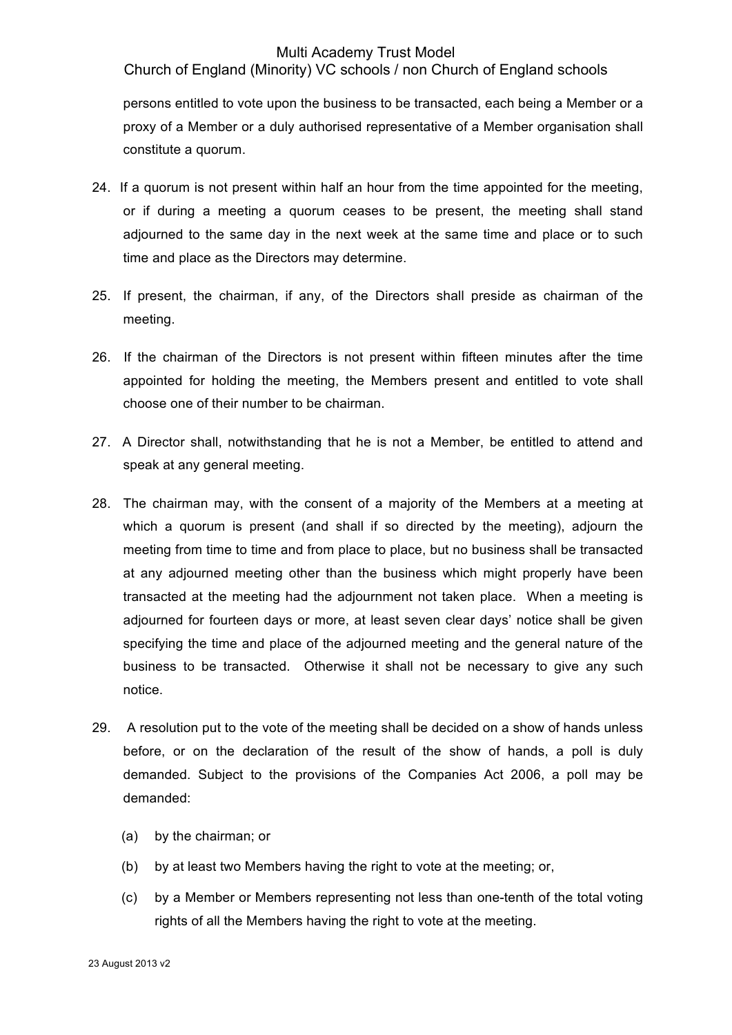persons entitled to vote upon the business to be transacted, each being a Member or a proxy of a Member or a duly authorised representative of a Member organisation shall constitute a quorum.

24. If a quorum is not present within half an hour from the time appointed for the meeting, or if during a meeting a quorum ceases to be present, the meeting shall stand adjourned to the same day in the next week at the same time and place or to such time and place as the Directors may determine.

25. If present, the chairman, if any, of the Directors shall preside as chairman of the meeting.

26. If the chairman of the Directors is not present within fifteen minutes after the time appointed for holding the meeting, the Members present and entitled to vote shall choose one of their number to be chairman.

27. A Director shall, notwithstanding that he is not a Member, be entitled to attend and speak at any general meeting.

28. The chairman may, with the consent of a majority of the Members at a meeting at which a quorum is present (and shall if so directed by the meeting), adjourn the meeting from time to time and from place to place, but no business shall be transacted at any adjourned meeting other than the business which might properly have been transacted at the meeting had the adjournment not taken place. When a meeting is adjourned for fourteen days or more, at least seven clear days' notice shall be given specifying the time and place of the adjourned meeting and the general nature of the business to be transacted. Otherwise it shall not be necessary to give any such notice.

29. A resolution put to the vote of the meeting shall be decided on a show of hands unless before, or on the declaration of the result of the show of hands, a poll is duly demanded. Subject to the provisions of the Companies Act 2006, a poll may be demanded:

    (a) by the chairman; or

    (b) by at least two Members having the right to vote at the meeting; or,

    (c) by a Member or Members representing not less than one-tenth of the total voting rights of all the Members having the right to vote at the meeting.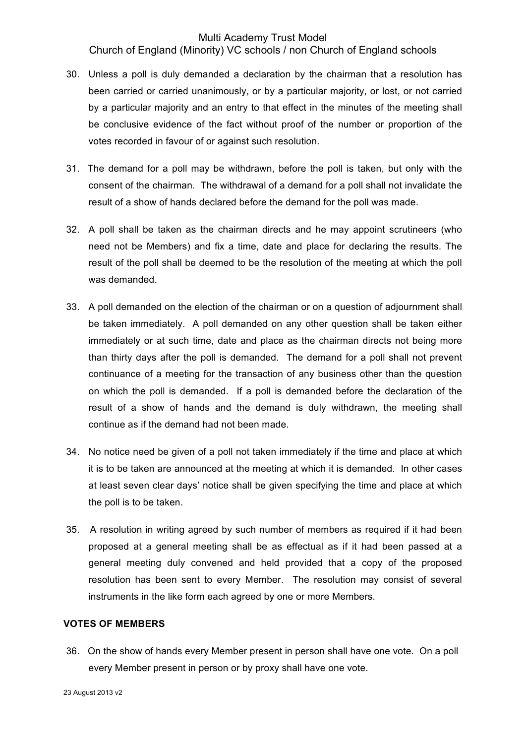30. Unless a poll is duly demanded a declaration by the chairman that a resolution has been carried or carried unanimously, or by a particular majority, or lost, or not carried by a particular majority and an entry to that effect in the minutes of the meeting shall be conclusive evidence of the fact without proof of the number or proportion of the votes recorded in favour of or against such resolution.

31. The demand for a poll may be withdrawn, before the poll is taken, but only with the consent of the chairman. The withdrawal of a demand for a poll shall not invalidate the result of a show of hands declared before the demand for the poll was made.

32. A poll shall be taken as the chairman directs and he may appoint scrutineers (who need not be Members) and fix a time, date and place for declaring the results. The result of the poll shall be deemed to be the resolution of the meeting at which the poll was demanded.

33. A poll demanded on the election of the chairman or on a question of adjournment shall be taken immediately. A poll demanded on any other question shall be taken either immediately or at such time, date and place as the chairman directs not being more than thirty days after the poll is demanded. The demand for a poll shall not prevent continuance of a meeting for the transaction of any business other than the question on which the poll is demanded. If a poll is demanded before the declaration of the result of a show of hands and the demand is duly withdrawn, the meeting shall continue as if the demand had not been made.

34. No notice need be given of a poll not taken immediately if the time and place at which it is to be taken are announced at the meeting at which it is demanded. In other cases at least seven clear days' notice shall be given specifying the time and place at which the poll is to be taken.

35. A resolution in writing agreed by such number of members as required if it had been proposed at a general meeting shall be as effectual as if it had been passed at a general meeting duly convened and held provided that a copy of the proposed resolution has been sent to every Member. The resolution may consist of several instruments in the like form each agreed by one or more Members.

**VOTES OF MEMBERS**

36. On the show of hands every Member present in person shall have one vote. On a poll every Member present in person or by proxy shall have one vote.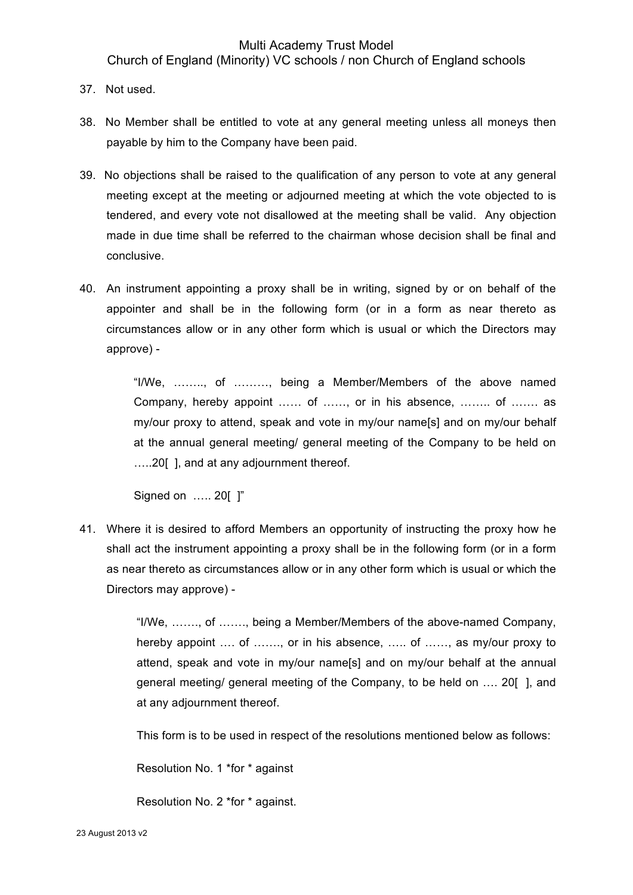37. Not used.

38. No Member shall be entitled to vote at any general meeting unless all moneys then payable by him to the Company have been paid.

39. No objections shall be raised to the qualification of any person to vote at any general meeting except at the meeting or adjourned meeting at which the vote objected to is tendered, and every vote not disallowed at the meeting shall be valid. Any objection made in due time shall be referred to the chairman whose decision shall be final and conclusive.

40. An instrument appointing a proxy shall be in writing, signed by or on behalf of the appointer and shall be in the following form (or in a form as near thereto as circumstances allow or in any other form which is usual or which the Directors may approve) -

> "I/We, ……., of ………, being a Member/Members of the above named Company, hereby appoint …… of ……, or in his absence, …….. of ……. as my/our proxy to attend, speak and vote in my/our name[s] and on my/our behalf at the annual general meeting/ general meeting of the Company to be held on …..20[ ], and at any adjournment thereof.
>
> Signed on ….. 20[ ]"

41. Where it is desired to afford Members an opportunity of instructing the proxy how he shall act the instrument appointing a proxy shall be in the following form (or in a form as near thereto as circumstances allow or in any other form which is usual or which the Directors may approve) -

> "I/We, ……., of ……., being a Member/Members of the above-named Company, hereby appoint …. of ……., or in his absence, ….. of ……, as my/our proxy to attend, speak and vote in my/our name[s] and on my/our behalf at the annual general meeting/ general meeting of the Company, to be held on …. 20[ ], and at any adjournment thereof.
>
> This form is to be used in respect of the resolutions mentioned below as follows:
>
> Resolution No. 1 *for * against
>
> Resolution No. 2 *for * against.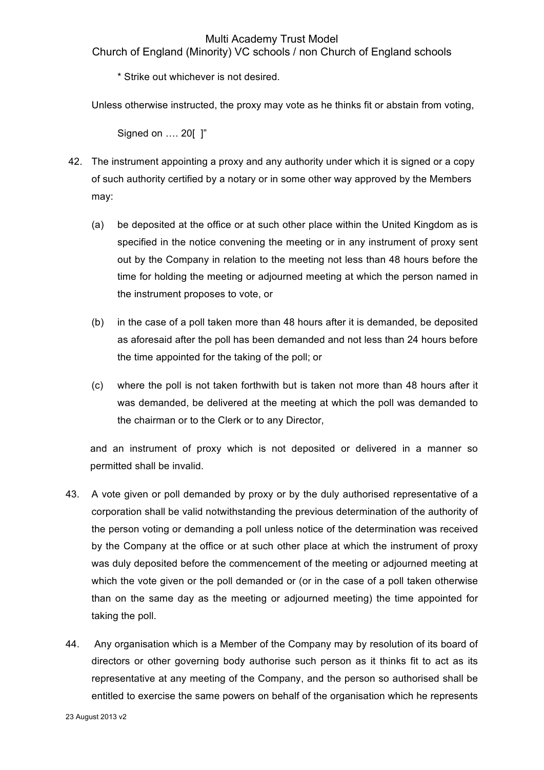\* Strike out whichever is not desired.

Unless otherwise instructed, the proxy may vote as he thinks fit or abstain from voting,

Signed on …. 20[ ]"

42. The instrument appointing a proxy and any authority under which it is signed or a copy of such authority certified by a notary or in some other way approved by the Members may:

    (a) be deposited at the office or at such other place within the United Kingdom as is specified in the notice convening the meeting or in any instrument of proxy sent out by the Company in relation to the meeting not less than 48 hours before the time for holding the meeting or adjourned meeting at which the person named in the instrument proposes to vote, or

    (b) in the case of a poll taken more than 48 hours after it is demanded, be deposited as aforesaid after the poll has been demanded and not less than 24 hours before the time appointed for the taking of the poll; or

    (c) where the poll is not taken forthwith but is taken not more than 48 hours after it was demanded, be delivered at the meeting at which the poll was demanded to the chairman or to the Clerk or to any Director,

    and an instrument of proxy which is not deposited or delivered in a manner so permitted shall be invalid.

43. A vote given or poll demanded by proxy or by the duly authorised representative of a corporation shall be valid notwithstanding the previous determination of the authority of the person voting or demanding a poll unless notice of the determination was received by the Company at the office or at such other place at which the instrument of proxy was duly deposited before the commencement of the meeting or adjourned meeting at which the vote given or the poll demanded or (or in the case of a poll taken otherwise than on the same day as the meeting or adjourned meeting) the time appointed for taking the poll.

44. Any organisation which is a Member of the Company may by resolution of its board of directors or other governing body authorise such person as it thinks fit to act as its representative at any meeting of the Company, and the person so authorised shall be entitled to exercise the same powers on behalf of the organisation which he represents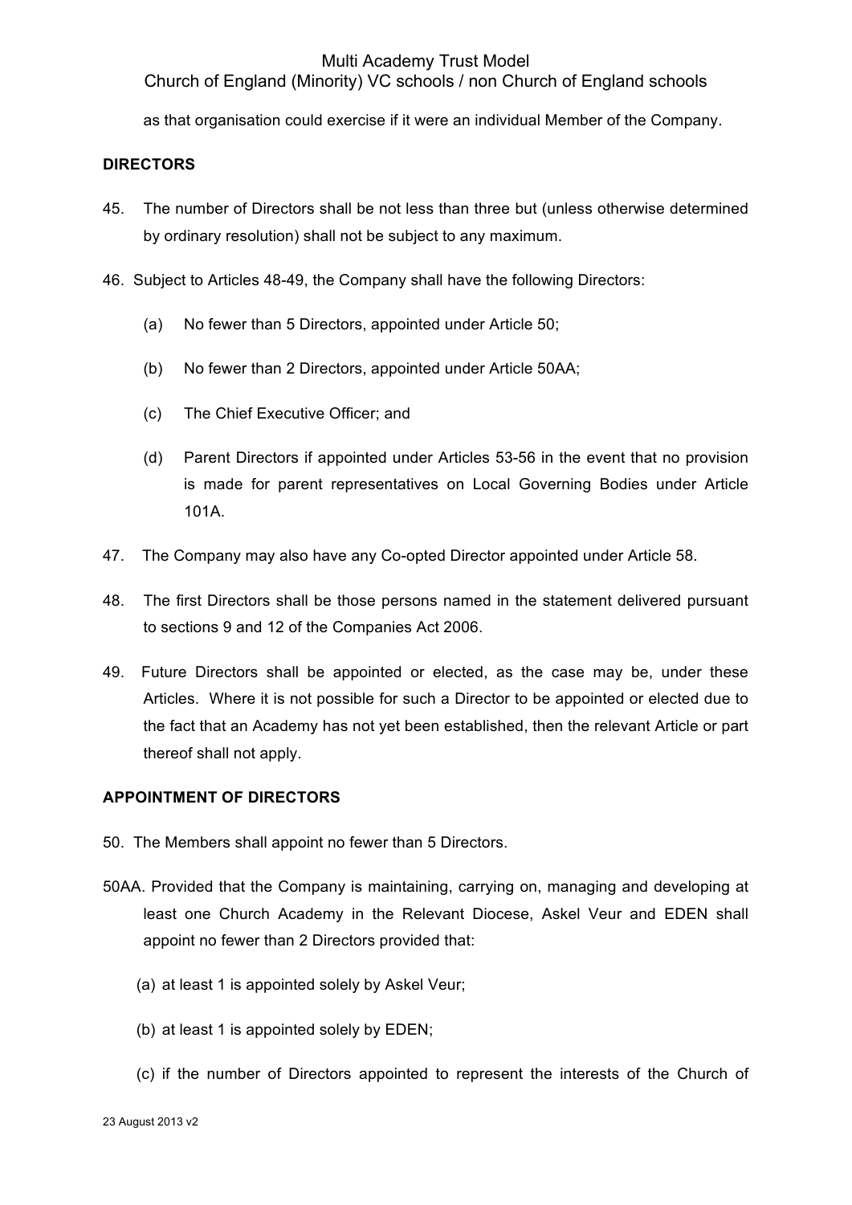as that organisation could exercise if it were an individual Member of the Company.

## DIRECTORS

45. The number of Directors shall be not less than three but (unless otherwise determined by ordinary resolution) shall not be subject to any maximum.

46. Subject to Articles 48-49, the Company shall have the following Directors:

    (a) No fewer than 5 Directors, appointed under Article 50;

    (b) No fewer than 2 Directors, appointed under Article 50AA;

    (c) The Chief Executive Officer; and

    (d) Parent Directors if appointed under Articles 53-56 in the event that no provision is made for parent representatives on Local Governing Bodies under Article 101A.

47. The Company may also have any Co-opted Director appointed under Article 58.

48. The first Directors shall be those persons named in the statement delivered pursuant to sections 9 and 12 of the Companies Act 2006.

49. Future Directors shall be appointed or elected, as the case may be, under these Articles. Where it is not possible for such a Director to be appointed or elected due to the fact that an Academy has not yet been established, then the relevant Article or part thereof shall not apply.

## APPOINTMENT OF DIRECTORS

50. The Members shall appoint no fewer than 5 Directors.

50AA. Provided that the Company is maintaining, carrying on, managing and developing at least one Church Academy in the Relevant Diocese, Askel Veur and EDEN shall appoint no fewer than 2 Directors provided that:

    (a) at least 1 is appointed solely by Askel Veur;

    (b) at least 1 is appointed solely by EDEN;

    (c) if the number of Directors appointed to represent the interests of the Church of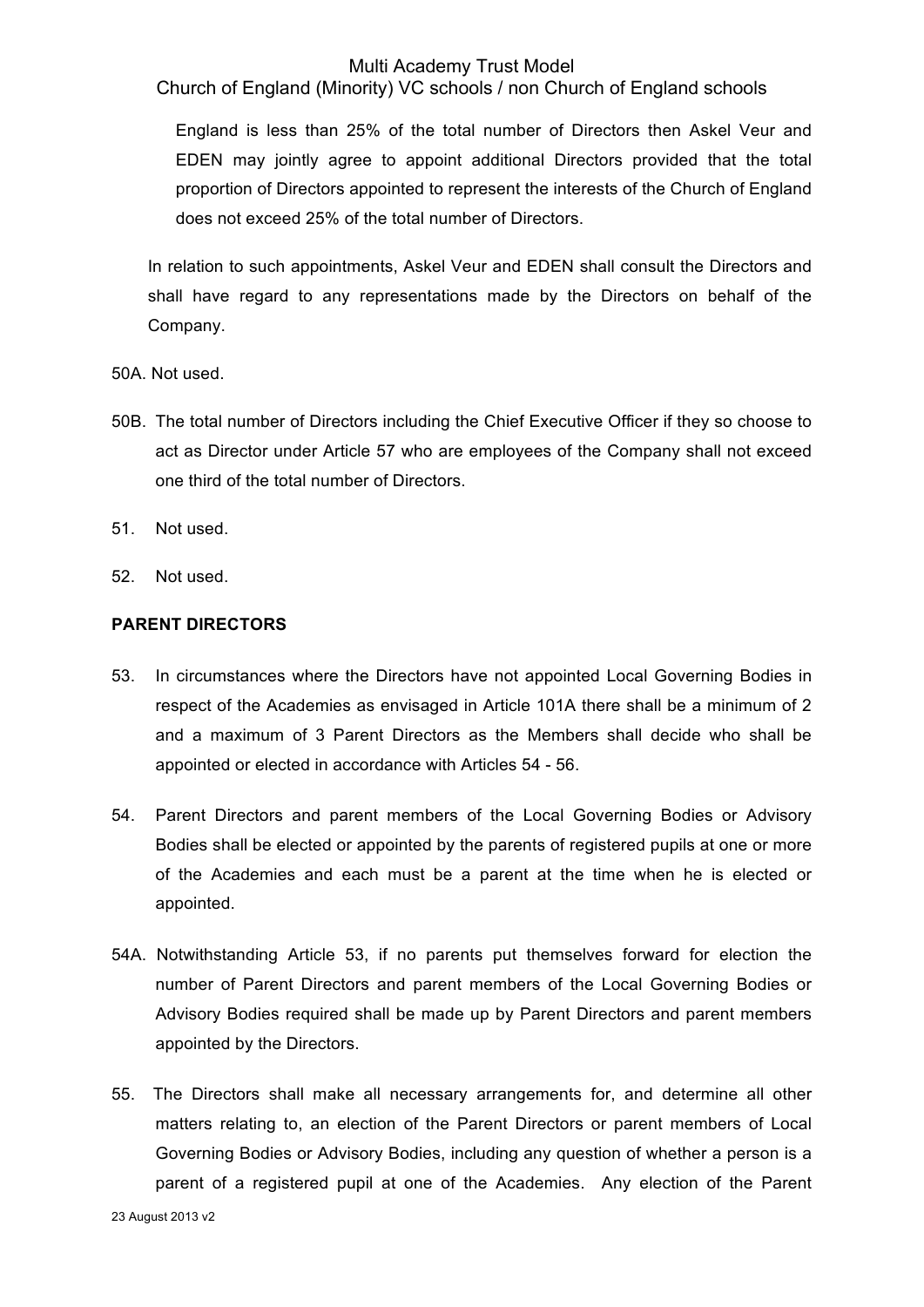England is less than 25% of the total number of Directors then Askel Veur and EDEN may jointly agree to appoint additional Directors provided that the total proportion of Directors appointed to represent the interests of the Church of England does not exceed 25% of the total number of Directors.

In relation to such appointments, Askel Veur and EDEN shall consult the Directors and shall have regard to any representations made by the Directors on behalf of the Company.

50A. Not used.

50B. The total number of Directors including the Chief Executive Officer if they so choose to act as Director under Article 57 who are employees of the Company shall not exceed one third of the total number of Directors.

51. Not used.

52. Not used.

**PARENT DIRECTORS**

53. In circumstances where the Directors have not appointed Local Governing Bodies in respect of the Academies as envisaged in Article 101A there shall be a minimum of 2 and a maximum of 3 Parent Directors as the Members shall decide who shall be appointed or elected in accordance with Articles 54 - 56.

54. Parent Directors and parent members of the Local Governing Bodies or Advisory Bodies shall be elected or appointed by the parents of registered pupils at one or more of the Academies and each must be a parent at the time when he is elected or appointed.

54A. Notwithstanding Article 53, if no parents put themselves forward for election the number of Parent Directors and parent members of the Local Governing Bodies or Advisory Bodies required shall be made up by Parent Directors and parent members appointed by the Directors.

55. The Directors shall make all necessary arrangements for, and determine all other matters relating to, an election of the Parent Directors or parent members of Local Governing Bodies or Advisory Bodies, including any question of whether a person is a parent of a registered pupil at one of the Academies. Any election of the Parent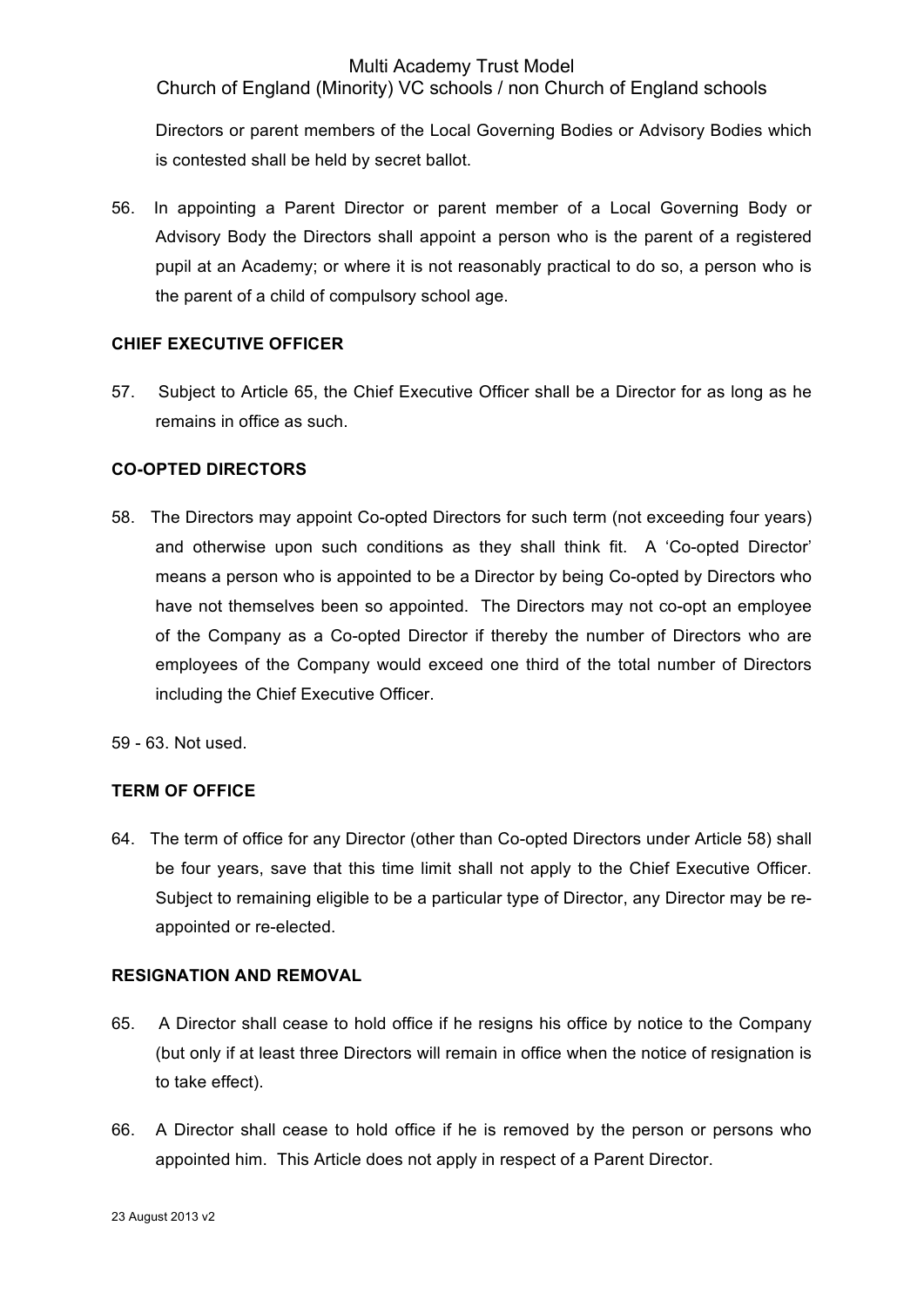Directors or parent members of the Local Governing Bodies or Advisory Bodies which is contested shall be held by secret ballot.

56. In appointing a Parent Director or parent member of a Local Governing Body or Advisory Body the Directors shall appoint a person who is the parent of a registered pupil at an Academy; or where it is not reasonably practical to do so, a person who is the parent of a child of compulsory school age.

**CHIEF EXECUTIVE OFFICER**

57. Subject to Article 65, the Chief Executive Officer shall be a Director for as long as he remains in office as such.

**CO-OPTED DIRECTORS**

58. The Directors may appoint Co-opted Directors for such term (not exceeding four years) and otherwise upon such conditions as they shall think fit. A 'Co-opted Director' means a person who is appointed to be a Director by being Co-opted by Directors who have not themselves been so appointed. The Directors may not co-opt an employee of the Company as a Co-opted Director if thereby the number of Directors who are employees of the Company would exceed one third of the total number of Directors including the Chief Executive Officer.

59 - 63. Not used.

**TERM OF OFFICE**

64. The term of office for any Director (other than Co-opted Directors under Article 58) shall be four years, save that this time limit shall not apply to the Chief Executive Officer. Subject to remaining eligible to be a particular type of Director, any Director may be re-appointed or re-elected.

**RESIGNATION AND REMOVAL**

65. A Director shall cease to hold office if he resigns his office by notice to the Company (but only if at least three Directors will remain in office when the notice of resignation is to take effect).

66. A Director shall cease to hold office if he is removed by the person or persons who appointed him. This Article does not apply in respect of a Parent Director.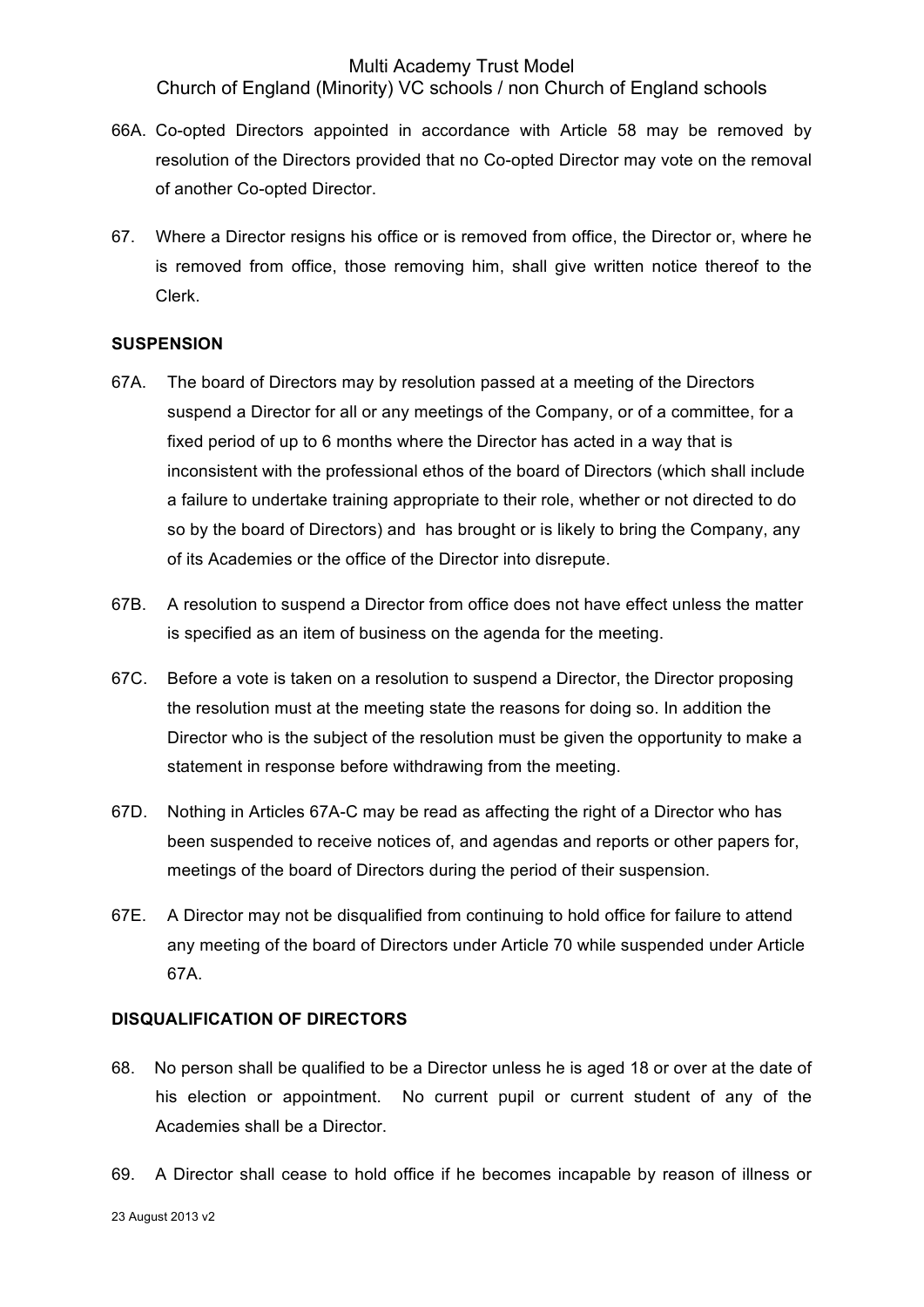66A. Co-opted Directors appointed in accordance with Article 58 may be removed by resolution of the Directors provided that no Co-opted Director may vote on the removal of another Co-opted Director.

67. Where a Director resigns his office or is removed from office, the Director or, where he is removed from office, those removing him, shall give written notice thereof to the Clerk.

**SUSPENSION**

67A. The board of Directors may by resolution passed at a meeting of the Directors suspend a Director for all or any meetings of the Company, or of a committee, for a fixed period of up to 6 months where the Director has acted in a way that is inconsistent with the professional ethos of the board of Directors (which shall include a failure to undertake training appropriate to their role, whether or not directed to do so by the board of Directors) and has brought or is likely to bring the Company, any of its Academies or the office of the Director into disrepute.

67B. A resolution to suspend a Director from office does not have effect unless the matter is specified as an item of business on the agenda for the meeting.

67C. Before a vote is taken on a resolution to suspend a Director, the Director proposing the resolution must at the meeting state the reasons for doing so. In addition the Director who is the subject of the resolution must be given the opportunity to make a statement in response before withdrawing from the meeting.

67D. Nothing in Articles 67A-C may be read as affecting the right of a Director who has been suspended to receive notices of, and agendas and reports or other papers for, meetings of the board of Directors during the period of their suspension.

67E. A Director may not be disqualified from continuing to hold office for failure to attend any meeting of the board of Directors under Article 70 while suspended under Article 67A.

**DISQUALIFICATION OF DIRECTORS**

68. No person shall be qualified to be a Director unless he is aged 18 or over at the date of his election or appointment. No current pupil or current student of any of the Academies shall be a Director.

69. A Director shall cease to hold office if he becomes incapable by reason of illness or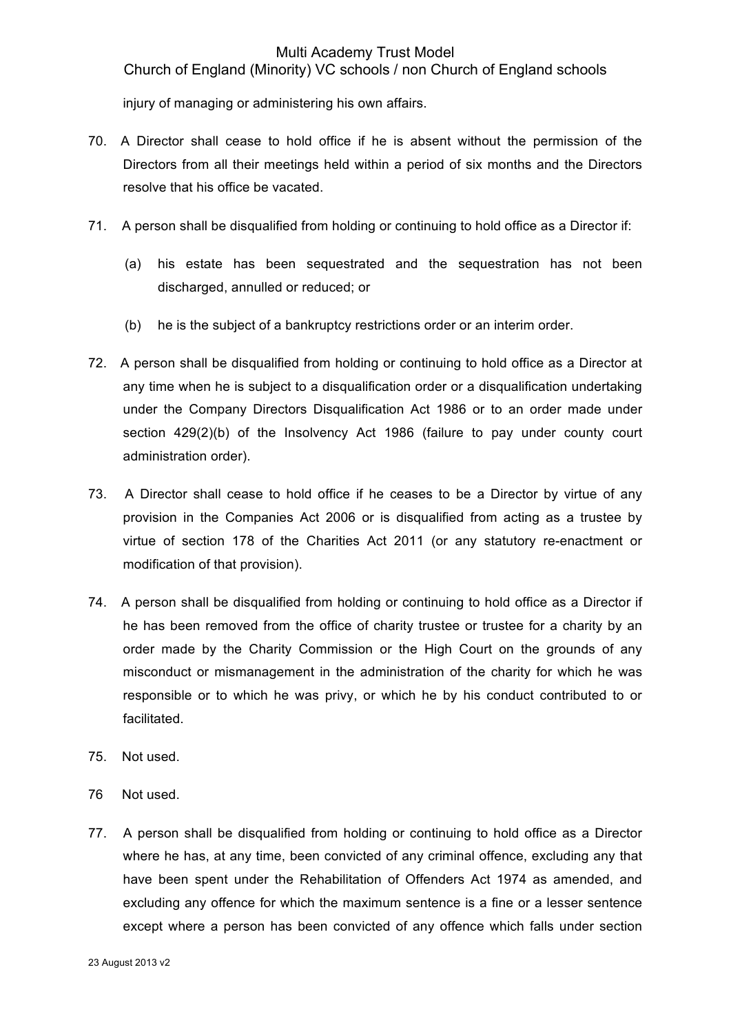injury of managing or administering his own affairs.

70. A Director shall cease to hold office if he is absent without the permission of the Directors from all their meetings held within a period of six months and the Directors resolve that his office be vacated.

71. A person shall be disqualified from holding or continuing to hold office as a Director if:

    (a) his estate has been sequestrated and the sequestration has not been discharged, annulled or reduced; or

    (b) he is the subject of a bankruptcy restrictions order or an interim order.

72. A person shall be disqualified from holding or continuing to hold office as a Director at any time when he is subject to a disqualification order or a disqualification undertaking under the Company Directors Disqualification Act 1986 or to an order made under section 429(2)(b) of the Insolvency Act 1986 (failure to pay under county court administration order).

73. A Director shall cease to hold office if he ceases to be a Director by virtue of any provision in the Companies Act 2006 or is disqualified from acting as a trustee by virtue of section 178 of the Charities Act 2011 (or any statutory re-enactment or modification of that provision).

74. A person shall be disqualified from holding or continuing to hold office as a Director if he has been removed from the office of charity trustee or trustee for a charity by an order made by the Charity Commission or the High Court on the grounds of any misconduct or mismanagement in the administration of the charity for which he was responsible or to which he was privy, or which he by his conduct contributed to or facilitated.

75. Not used.

76 Not used.

77. A person shall be disqualified from holding or continuing to hold office as a Director where he has, at any time, been convicted of any criminal offence, excluding any that have been spent under the Rehabilitation of Offenders Act 1974 as amended, and excluding any offence for which the maximum sentence is a fine or a lesser sentence except where a person has been convicted of any offence which falls under section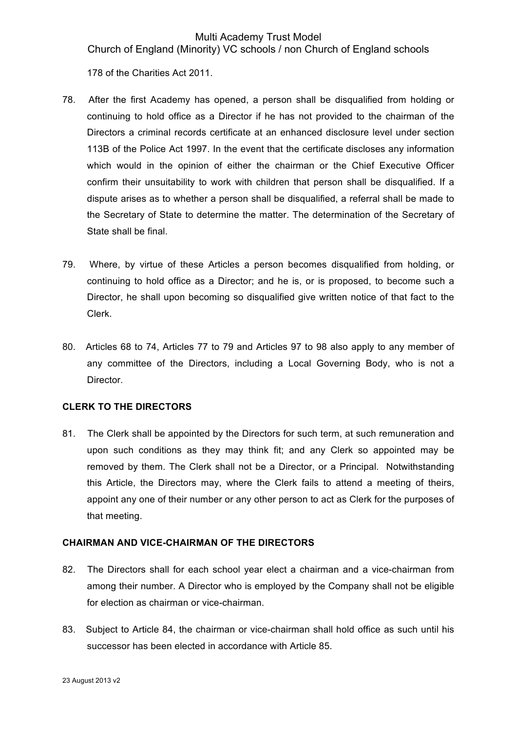178 of the Charities Act 2011.

78. After the first Academy has opened, a person shall be disqualified from holding or continuing to hold office as a Director if he has not provided to the chairman of the Directors a criminal records certificate at an enhanced disclosure level under section 113B of the Police Act 1997. In the event that the certificate discloses any information which would in the opinion of either the chairman or the Chief Executive Officer confirm their unsuitability to work with children that person shall be disqualified. If a dispute arises as to whether a person shall be disqualified, a referral shall be made to the Secretary of State to determine the matter. The determination of the Secretary of State shall be final.

79. Where, by virtue of these Articles a person becomes disqualified from holding, or continuing to hold office as a Director; and he is, or is proposed, to become such a Director, he shall upon becoming so disqualified give written notice of that fact to the Clerk.

80. Articles 68 to 74, Articles 77 to 79 and Articles 97 to 98 also apply to any member of any committee of the Directors, including a Local Governing Body, who is not a Director.

**CLERK TO THE DIRECTORS**

81. The Clerk shall be appointed by the Directors for such term, at such remuneration and upon such conditions as they may think fit; and any Clerk so appointed may be removed by them. The Clerk shall not be a Director, or a Principal. Notwithstanding this Article, the Directors may, where the Clerk fails to attend a meeting of theirs, appoint any one of their number or any other person to act as Clerk for the purposes of that meeting.

**CHAIRMAN AND VICE-CHAIRMAN OF THE DIRECTORS**

82. The Directors shall for each school year elect a chairman and a vice-chairman from among their number. A Director who is employed by the Company shall not be eligible for election as chairman or vice-chairman.

83. Subject to Article 84, the chairman or vice-chairman shall hold office as such until his successor has been elected in accordance with Article 85.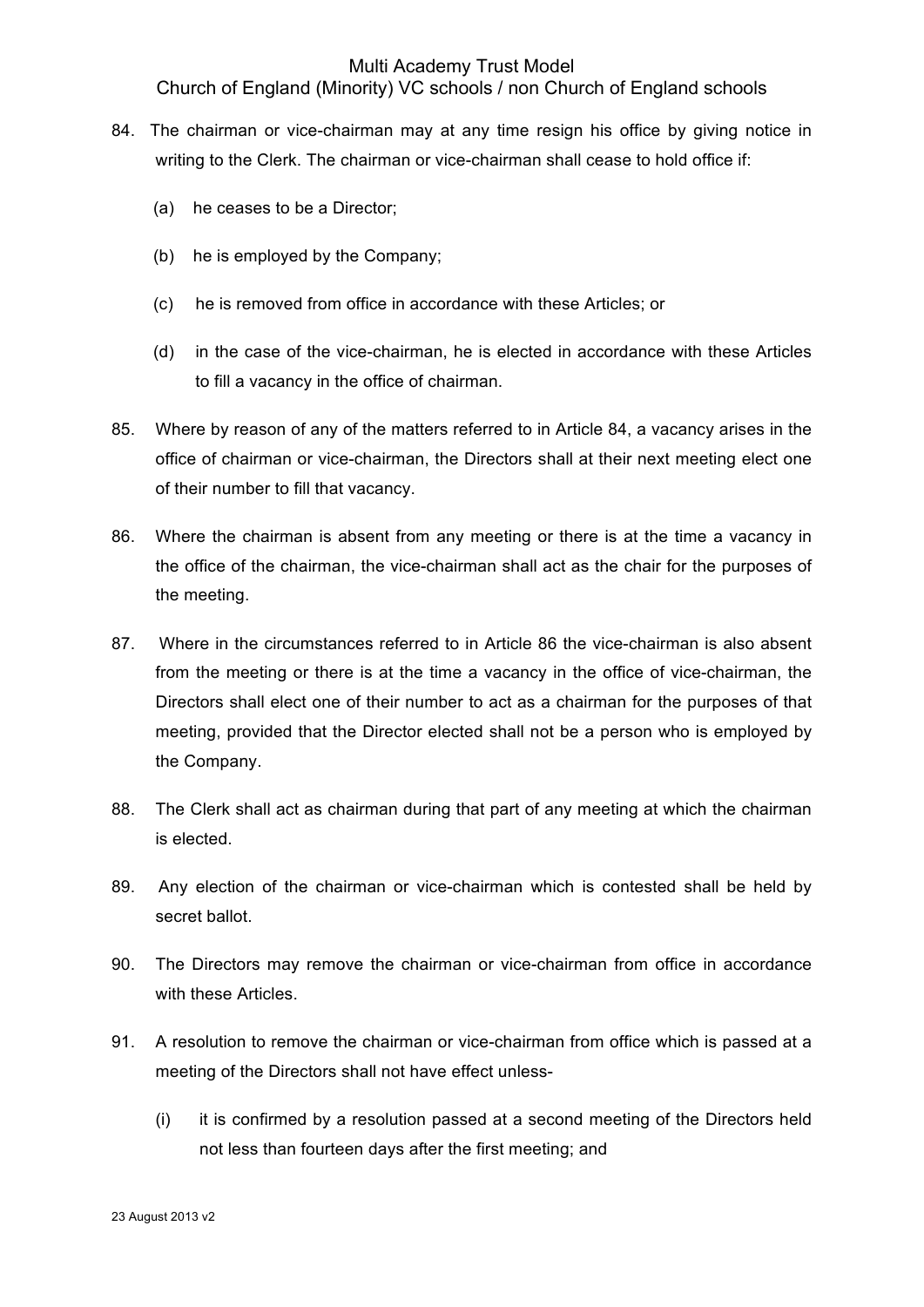84. The chairman or vice-chairman may at any time resign his office by giving notice in writing to the Clerk. The chairman or vice-chairman shall cease to hold office if:

    (a) he ceases to be a Director;

    (b) he is employed by the Company;

    (c) he is removed from office in accordance with these Articles; or

    (d) in the case of the vice-chairman, he is elected in accordance with these Articles to fill a vacancy in the office of chairman.

85. Where by reason of any of the matters referred to in Article 84, a vacancy arises in the office of chairman or vice-chairman, the Directors shall at their next meeting elect one of their number to fill that vacancy.

86. Where the chairman is absent from any meeting or there is at the time a vacancy in the office of the chairman, the vice-chairman shall act as the chair for the purposes of the meeting.

87. Where in the circumstances referred to in Article 86 the vice-chairman is also absent from the meeting or there is at the time a vacancy in the office of vice-chairman, the Directors shall elect one of their number to act as a chairman for the purposes of that meeting, provided that the Director elected shall not be a person who is employed by the Company.

88. The Clerk shall act as chairman during that part of any meeting at which the chairman is elected.

89. Any election of the chairman or vice-chairman which is contested shall be held by secret ballot.

90. The Directors may remove the chairman or vice-chairman from office in accordance with these Articles.

91. A resolution to remove the chairman or vice-chairman from office which is passed at a meeting of the Directors shall not have effect unless-

    (i) it is confirmed by a resolution passed at a second meeting of the Directors held not less than fourteen days after the first meeting; and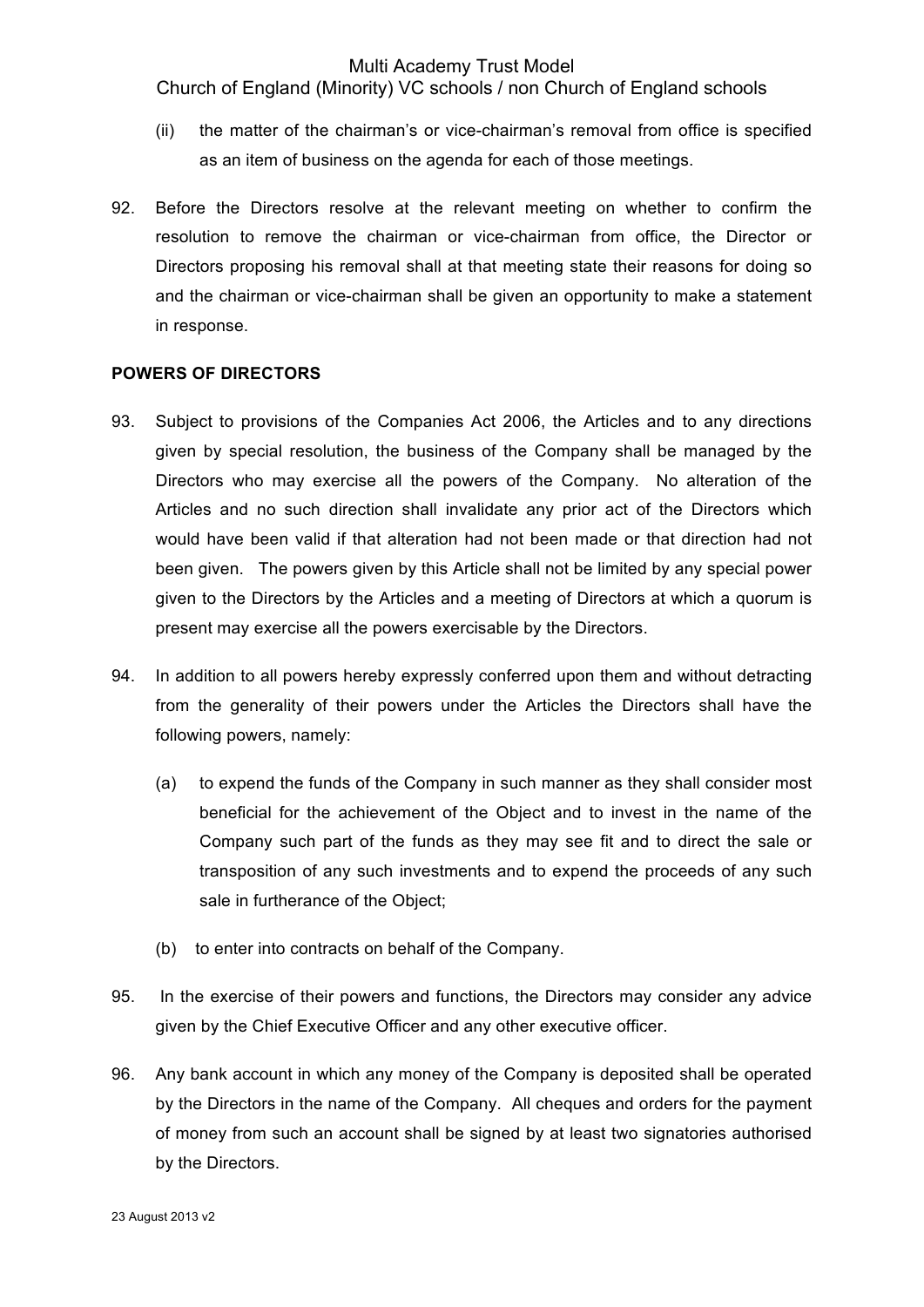(ii) the matter of the chairman's or vice-chairman's removal from office is specified as an item of business on the agenda for each of those meetings.

92. Before the Directors resolve at the relevant meeting on whether to confirm the resolution to remove the chairman or vice-chairman from office, the Director or Directors proposing his removal shall at that meeting state their reasons for doing so and the chairman or vice-chairman shall be given an opportunity to make a statement in response.

**POWERS OF DIRECTORS**

93. Subject to provisions of the Companies Act 2006, the Articles and to any directions given by special resolution, the business of the Company shall be managed by the Directors who may exercise all the powers of the Company. No alteration of the Articles and no such direction shall invalidate any prior act of the Directors which would have been valid if that alteration had not been made or that direction had not been given. The powers given by this Article shall not be limited by any special power given to the Directors by the Articles and a meeting of Directors at which a quorum is present may exercise all the powers exercisable by the Directors.

94. In addition to all powers hereby expressly conferred upon them and without detracting from the generality of their powers under the Articles the Directors shall have the following powers, namely:

    (a) to expend the funds of the Company in such manner as they shall consider most beneficial for the achievement of the Object and to invest in the name of the Company such part of the funds as they may see fit and to direct the sale or transposition of any such investments and to expend the proceeds of any such sale in furtherance of the Object;

    (b) to enter into contracts on behalf of the Company.

95. In the exercise of their powers and functions, the Directors may consider any advice given by the Chief Executive Officer and any other executive officer.

96. Any bank account in which any money of the Company is deposited shall be operated by the Directors in the name of the Company. All cheques and orders for the payment of money from such an account shall be signed by at least two signatories authorised by the Directors.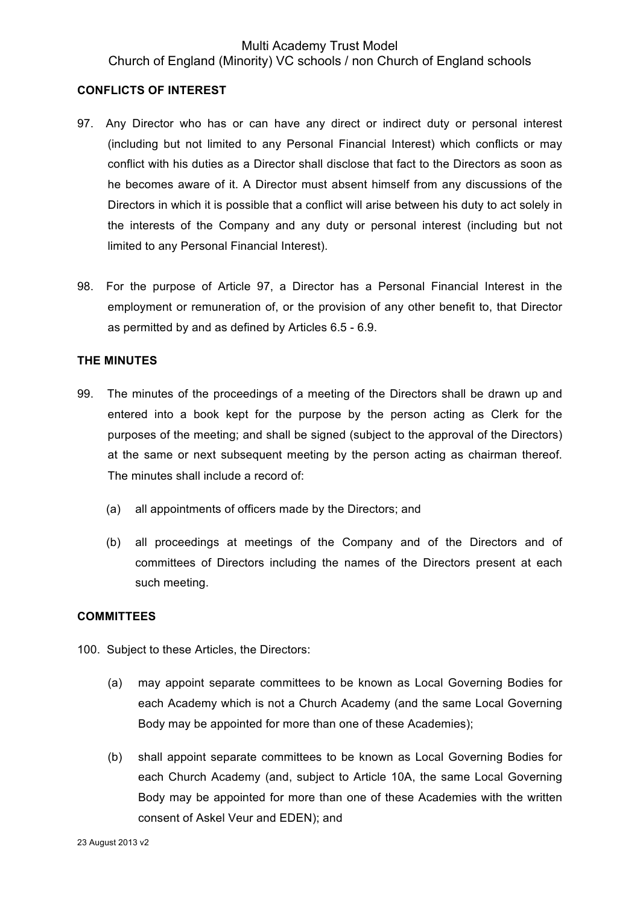**CONFLICTS OF INTEREST**

97. Any Director who has or can have any direct or indirect duty or personal interest (including but not limited to any Personal Financial Interest) which conflicts or may conflict with his duties as a Director shall disclose that fact to the Directors as soon as he becomes aware of it. A Director must absent himself from any discussions of the Directors in which it is possible that a conflict will arise between his duty to act solely in the interests of the Company and any duty or personal interest (including but not limited to any Personal Financial Interest).

98. For the purpose of Article 97, a Director has a Personal Financial Interest in the employment or remuneration of, or the provision of any other benefit to, that Director as permitted by and as defined by Articles 6.5 - 6.9.

**THE MINUTES**

99. The minutes of the proceedings of a meeting of the Directors shall be drawn up and entered into a book kept for the purpose by the person acting as Clerk for the purposes of the meeting; and shall be signed (subject to the approval of the Directors) at the same or next subsequent meeting by the person acting as chairman thereof. The minutes shall include a record of:

(a) all appointments of officers made by the Directors; and

(b) all proceedings at meetings of the Company and of the Directors and of committees of Directors including the names of the Directors present at each such meeting.

**COMMITTEES**

100. Subject to these Articles, the Directors:

(a) may appoint separate committees to be known as Local Governing Bodies for each Academy which is not a Church Academy (and the same Local Governing Body may be appointed for more than one of these Academies);

(b) shall appoint separate committees to be known as Local Governing Bodies for each Church Academy (and, subject to Article 10A, the same Local Governing Body may be appointed for more than one of these Academies with the written consent of Askel Veur and EDEN); and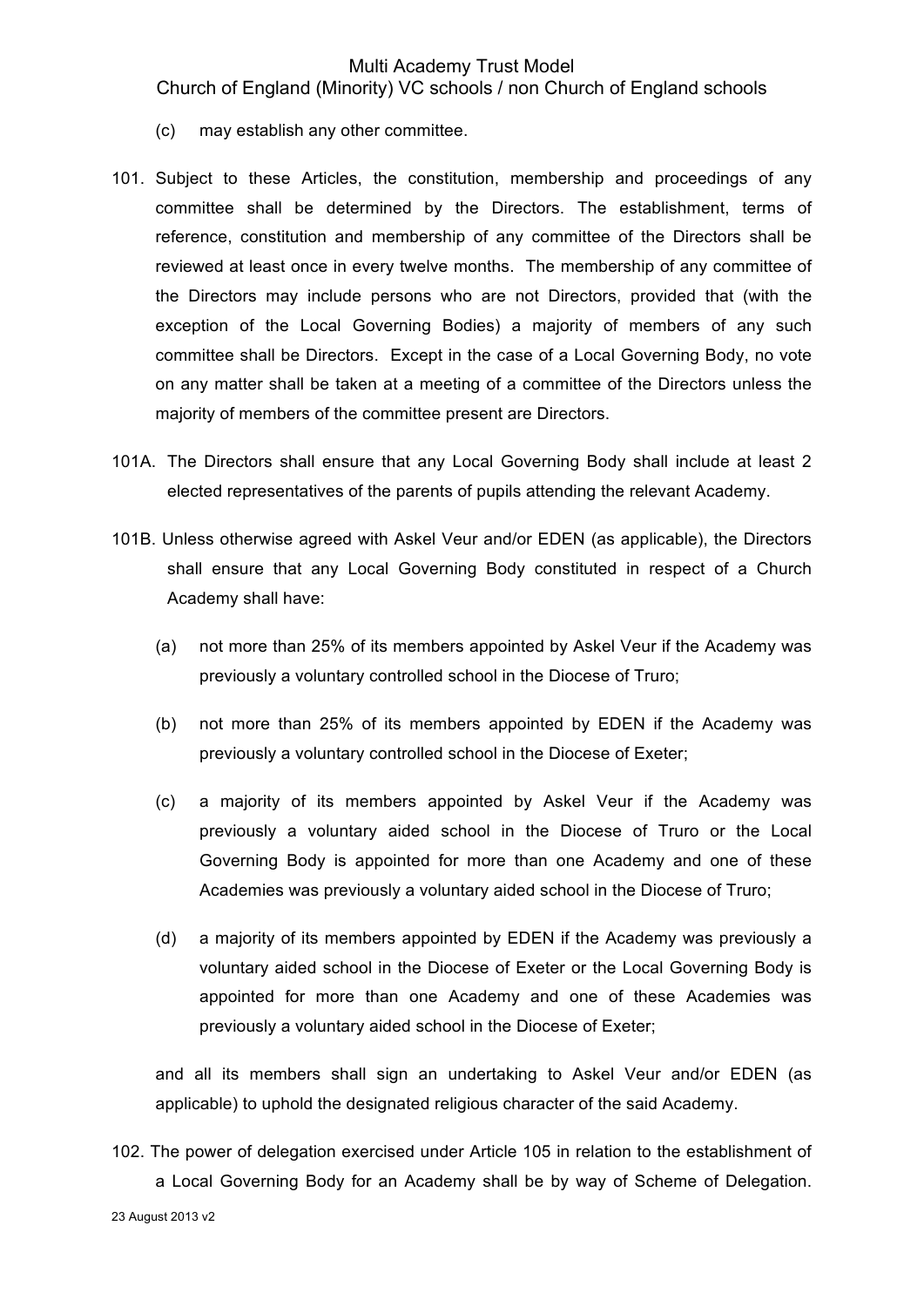(c) may establish any other committee.

101. Subject to these Articles, the constitution, membership and proceedings of any committee shall be determined by the Directors. The establishment, terms of reference, constitution and membership of any committee of the Directors shall be reviewed at least once in every twelve months. The membership of any committee of the Directors may include persons who are not Directors, provided that (with the exception of the Local Governing Bodies) a majority of members of any such committee shall be Directors. Except in the case of a Local Governing Body, no vote on any matter shall be taken at a meeting of a committee of the Directors unless the majority of members of the committee present are Directors.

101A. The Directors shall ensure that any Local Governing Body shall include at least 2 elected representatives of the parents of pupils attending the relevant Academy.

101B. Unless otherwise agreed with Askel Veur and/or EDEN (as applicable), the Directors shall ensure that any Local Governing Body constituted in respect of a Church Academy shall have:

(a) not more than 25% of its members appointed by Askel Veur if the Academy was previously a voluntary controlled school in the Diocese of Truro;

(b) not more than 25% of its members appointed by EDEN if the Academy was previously a voluntary controlled school in the Diocese of Exeter;

(c) a majority of its members appointed by Askel Veur if the Academy was previously a voluntary aided school in the Diocese of Truro or the Local Governing Body is appointed for more than one Academy and one of these Academies was previously a voluntary aided school in the Diocese of Truro;

(d) a majority of its members appointed by EDEN if the Academy was previously a voluntary aided school in the Diocese of Exeter or the Local Governing Body is appointed for more than one Academy and one of these Academies was previously a voluntary aided school in the Diocese of Exeter;

and all its members shall sign an undertaking to Askel Veur and/or EDEN (as applicable) to uphold the designated religious character of the said Academy.

102. The power of delegation exercised under Article 105 in relation to the establishment of a Local Governing Body for an Academy shall be by way of Scheme of Delegation.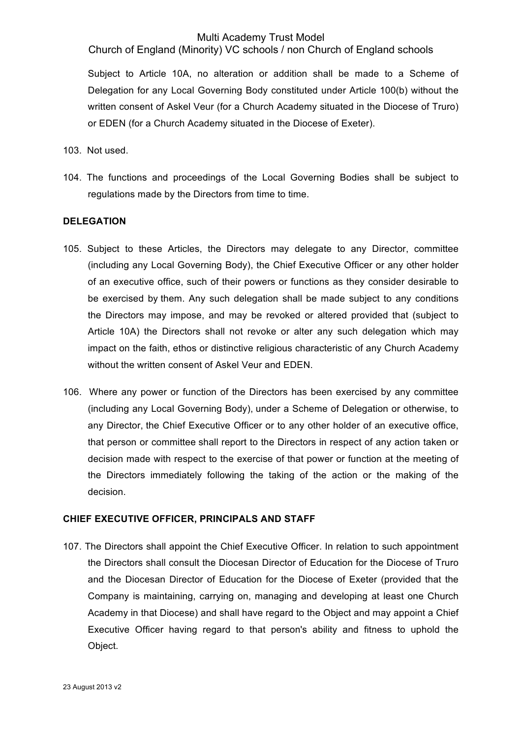Subject to Article 10A, no alteration or addition shall be made to a Scheme of Delegation for any Local Governing Body constituted under Article 100(b) without the written consent of Askel Veur (for a Church Academy situated in the Diocese of Truro) or EDEN (for a Church Academy situated in the Diocese of Exeter).

103. Not used.

104. The functions and proceedings of the Local Governing Bodies shall be subject to regulations made by the Directors from time to time.

**DELEGATION**

105. Subject to these Articles, the Directors may delegate to any Director, committee (including any Local Governing Body), the Chief Executive Officer or any other holder of an executive office, such of their powers or functions as they consider desirable to be exercised by them. Any such delegation shall be made subject to any conditions the Directors may impose, and may be revoked or altered provided that (subject to Article 10A) the Directors shall not revoke or alter any such delegation which may impact on the faith, ethos or distinctive religious characteristic of any Church Academy without the written consent of Askel Veur and EDEN.

106. Where any power or function of the Directors has been exercised by any committee (including any Local Governing Body), under a Scheme of Delegation or otherwise, to any Director, the Chief Executive Officer or to any other holder of an executive office, that person or committee shall report to the Directors in respect of any action taken or decision made with respect to the exercise of that power or function at the meeting of the Directors immediately following the taking of the action or the making of the decision.

**CHIEF EXECUTIVE OFFICER, PRINCIPALS AND STAFF**

107. The Directors shall appoint the Chief Executive Officer. In relation to such appointment the Directors shall consult the Diocesan Director of Education for the Diocese of Truro and the Diocesan Director of Education for the Diocese of Exeter (provided that the Company is maintaining, carrying on, managing and developing at least one Church Academy in that Diocese) and shall have regard to the Object and may appoint a Chief Executive Officer having regard to that person's ability and fitness to uphold the Object.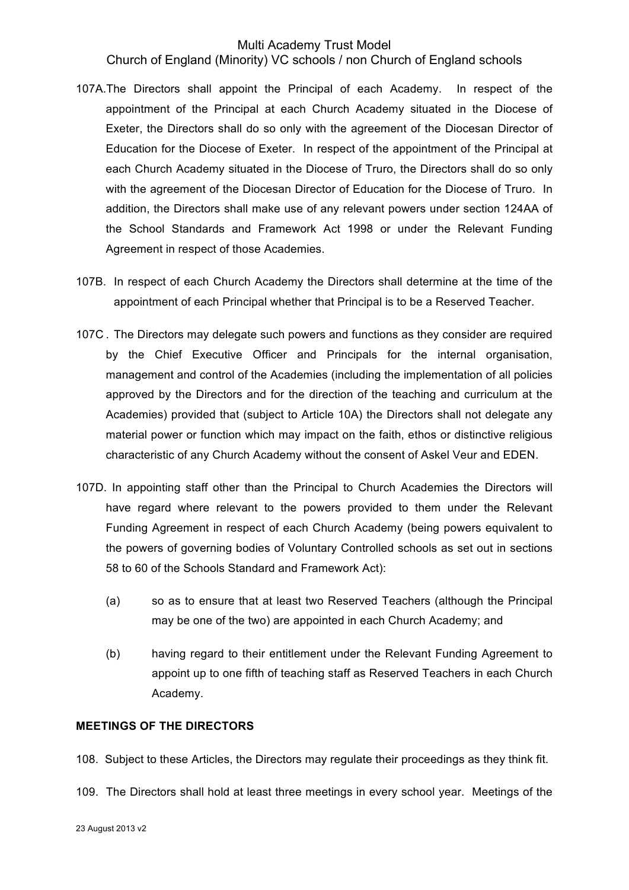107A.The Directors shall appoint the Principal of each Academy. In respect of the appointment of the Principal at each Church Academy situated in the Diocese of Exeter, the Directors shall do so only with the agreement of the Diocesan Director of Education for the Diocese of Exeter. In respect of the appointment of the Principal at each Church Academy situated in the Diocese of Truro, the Directors shall do so only with the agreement of the Diocesan Director of Education for the Diocese of Truro. In addition, the Directors shall make use of any relevant powers under section 124AA of the School Standards and Framework Act 1998 or under the Relevant Funding Agreement in respect of those Academies.

107B. In respect of each Church Academy the Directors shall determine at the time of the appointment of each Principal whether that Principal is to be a Reserved Teacher.

107C . The Directors may delegate such powers and functions as they consider are required by the Chief Executive Officer and Principals for the internal organisation, management and control of the Academies (including the implementation of all policies approved by the Directors and for the direction of the teaching and curriculum at the Academies) provided that (subject to Article 10A) the Directors shall not delegate any material power or function which may impact on the faith, ethos or distinctive religious characteristic of any Church Academy without the consent of Askel Veur and EDEN.

107D. In appointing staff other than the Principal to Church Academies the Directors will have regard where relevant to the powers provided to them under the Relevant Funding Agreement in respect of each Church Academy (being powers equivalent to the powers of governing bodies of Voluntary Controlled schools as set out in sections 58 to 60 of the Schools Standard and Framework Act):

(a) so as to ensure that at least two Reserved Teachers (although the Principal may be one of the two) are appointed in each Church Academy; and

(b) having regard to their entitlement under the Relevant Funding Agreement to appoint up to one fifth of teaching staff as Reserved Teachers in each Church Academy.

**MEETINGS OF THE DIRECTORS**

108. Subject to these Articles, the Directors may regulate their proceedings as they think fit.

109. The Directors shall hold at least three meetings in every school year. Meetings of the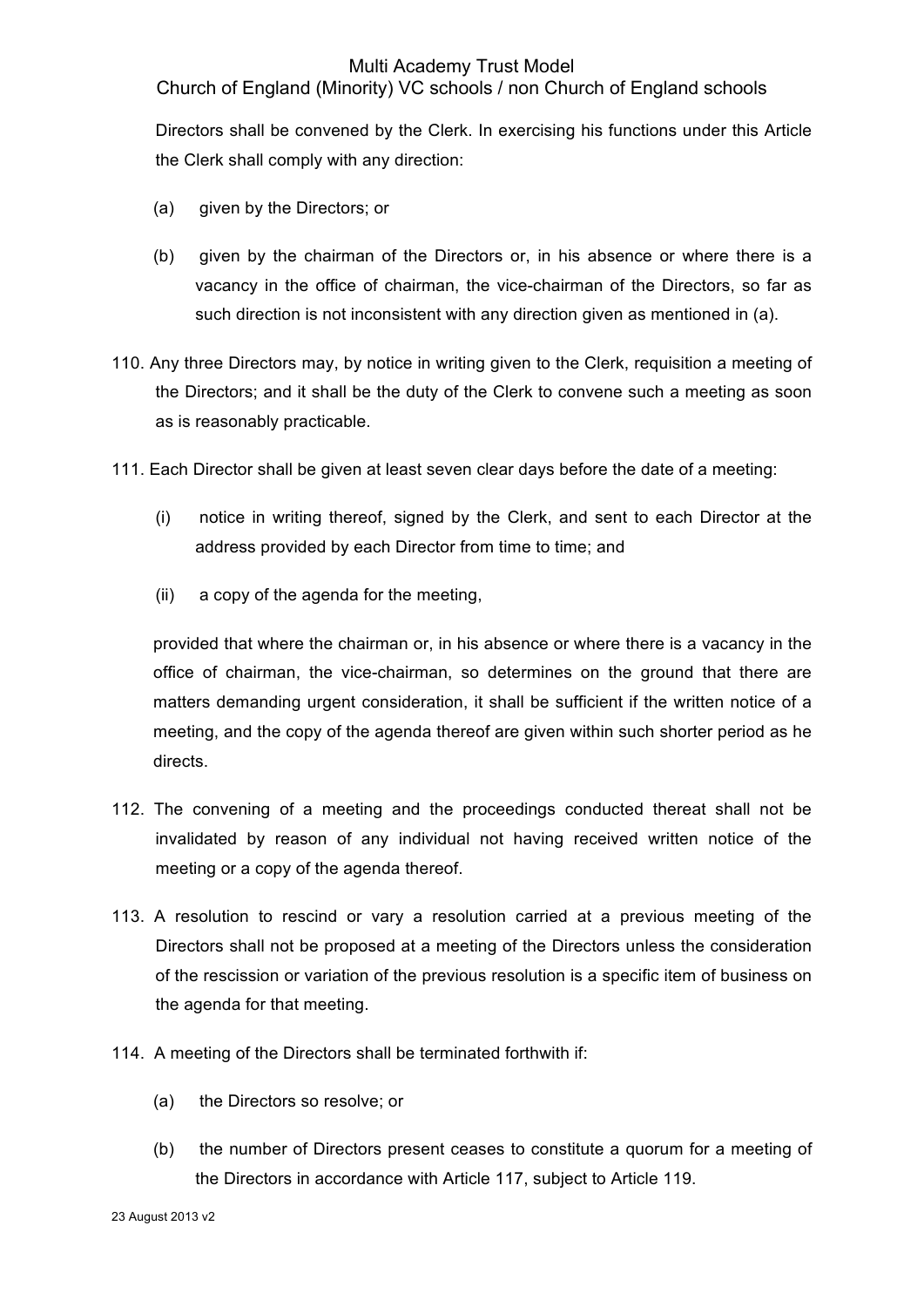Directors shall be convened by the Clerk. In exercising his functions under this Article the Clerk shall comply with any direction:

(a) given by the Directors; or

(b) given by the chairman of the Directors or, in his absence or where there is a vacancy in the office of chairman, the vice-chairman of the Directors, so far as such direction is not inconsistent with any direction given as mentioned in (a).

110. Any three Directors may, by notice in writing given to the Clerk, requisition a meeting of the Directors; and it shall be the duty of the Clerk to convene such a meeting as soon as is reasonably practicable.

111. Each Director shall be given at least seven clear days before the date of a meeting:

(i) notice in writing thereof, signed by the Clerk, and sent to each Director at the address provided by each Director from time to time; and

(ii) a copy of the agenda for the meeting,

provided that where the chairman or, in his absence or where there is a vacancy in the office of chairman, the vice-chairman, so determines on the ground that there are matters demanding urgent consideration, it shall be sufficient if the written notice of a meeting, and the copy of the agenda thereof are given within such shorter period as he directs.

112. The convening of a meeting and the proceedings conducted thereat shall not be invalidated by reason of any individual not having received written notice of the meeting or a copy of the agenda thereof.

113. A resolution to rescind or vary a resolution carried at a previous meeting of the Directors shall not be proposed at a meeting of the Directors unless the consideration of the rescission or variation of the previous resolution is a specific item of business on the agenda for that meeting.

114. A meeting of the Directors shall be terminated forthwith if:

(a) the Directors so resolve; or

(b) the number of Directors present ceases to constitute a quorum for a meeting of the Directors in accordance with Article 117, subject to Article 119.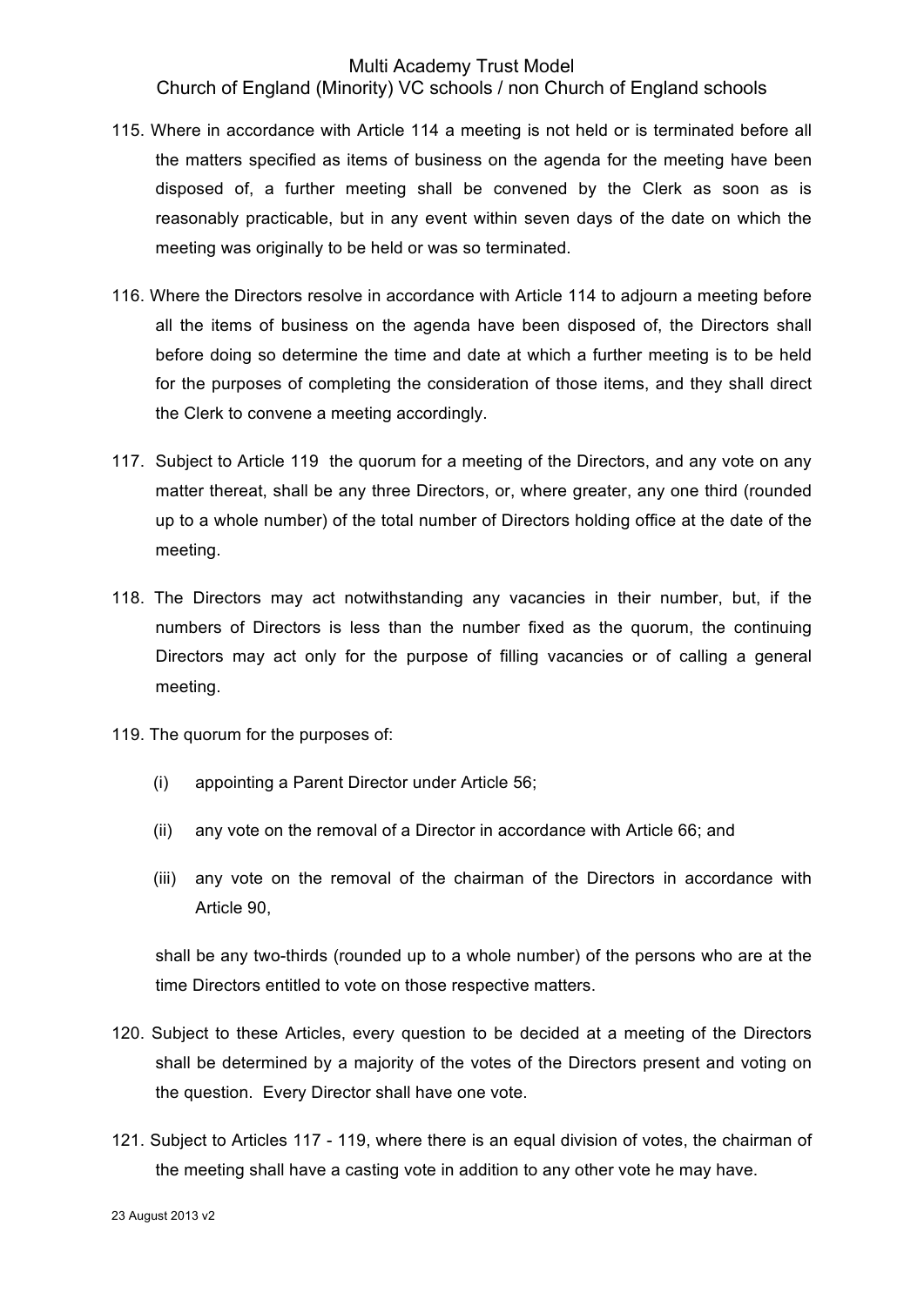115. Where in accordance with Article 114 a meeting is not held or is terminated before all the matters specified as items of business on the agenda for the meeting have been disposed of, a further meeting shall be convened by the Clerk as soon as is reasonably practicable, but in any event within seven days of the date on which the meeting was originally to be held or was so terminated.

116. Where the Directors resolve in accordance with Article 114 to adjourn a meeting before all the items of business on the agenda have been disposed of, the Directors shall before doing so determine the time and date at which a further meeting is to be held for the purposes of completing the consideration of those items, and they shall direct the Clerk to convene a meeting accordingly.

117. Subject to Article 119 the quorum for a meeting of the Directors, and any vote on any matter thereat, shall be any three Directors, or, where greater, any one third (rounded up to a whole number) of the total number of Directors holding office at the date of the meeting.

118. The Directors may act notwithstanding any vacancies in their number, but, if the numbers of Directors is less than the number fixed as the quorum, the continuing Directors may act only for the purpose of filling vacancies or of calling a general meeting.

119. The quorum for the purposes of:

   (i) appointing a Parent Director under Article 56;

   (ii) any vote on the removal of a Director in accordance with Article 66; and

   (iii) any vote on the removal of the chairman of the Directors in accordance with Article 90,

   shall be any two-thirds (rounded up to a whole number) of the persons who are at the time Directors entitled to vote on those respective matters.

120. Subject to these Articles, every question to be decided at a meeting of the Directors shall be determined by a majority of the votes of the Directors present and voting on the question. Every Director shall have one vote.

121. Subject to Articles 117 - 119, where there is an equal division of votes, the chairman of the meeting shall have a casting vote in addition to any other vote he may have.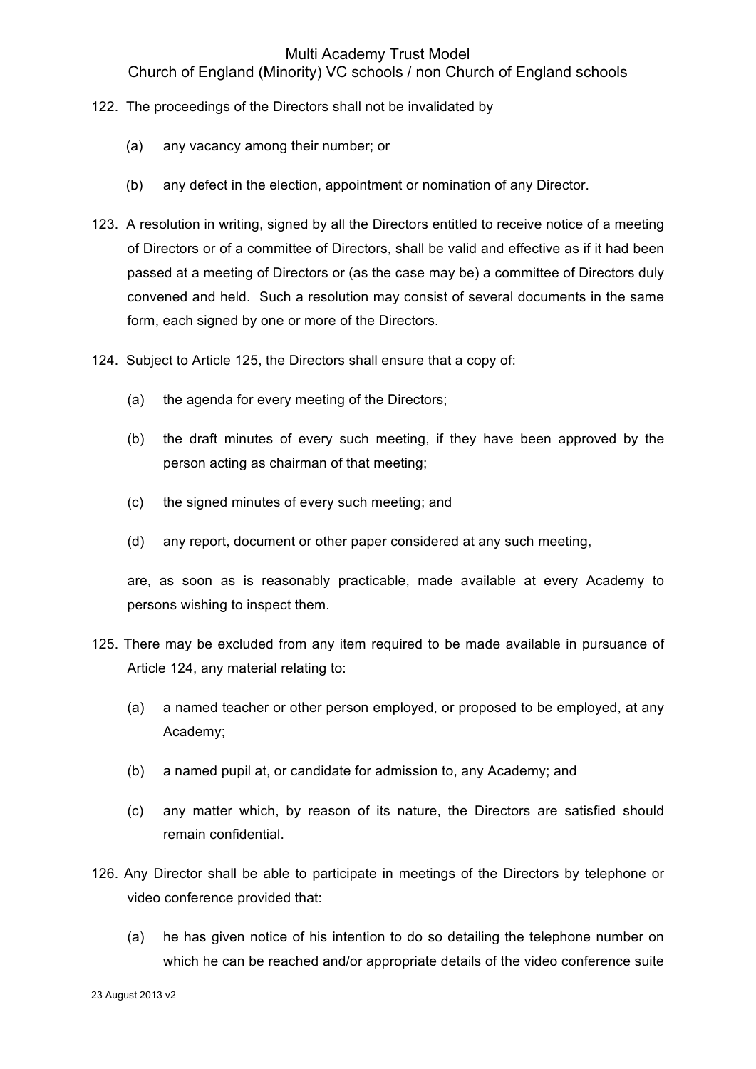122. The proceedings of the Directors shall not be invalidated by

  (a) any vacancy among their number; or

  (b) any defect in the election, appointment or nomination of any Director.

123. A resolution in writing, signed by all the Directors entitled to receive notice of a meeting of Directors or of a committee of Directors, shall be valid and effective as if it had been passed at a meeting of Directors or (as the case may be) a committee of Directors duly convened and held. Such a resolution may consist of several documents in the same form, each signed by one or more of the Directors.

124. Subject to Article 125, the Directors shall ensure that a copy of:

  (a) the agenda for every meeting of the Directors;

  (b) the draft minutes of every such meeting, if they have been approved by the person acting as chairman of that meeting;

  (c) the signed minutes of every such meeting; and

  (d) any report, document or other paper considered at any such meeting,

  are, as soon as is reasonably practicable, made available at every Academy to persons wishing to inspect them.

125. There may be excluded from any item required to be made available in pursuance of Article 124, any material relating to:

  (a) a named teacher or other person employed, or proposed to be employed, at any Academy;

  (b) a named pupil at, or candidate for admission to, any Academy; and

  (c) any matter which, by reason of its nature, the Directors are satisfied should remain confidential.

126. Any Director shall be able to participate in meetings of the Directors by telephone or video conference provided that:

  (a) he has given notice of his intention to do so detailing the telephone number on which he can be reached and/or appropriate details of the video conference suite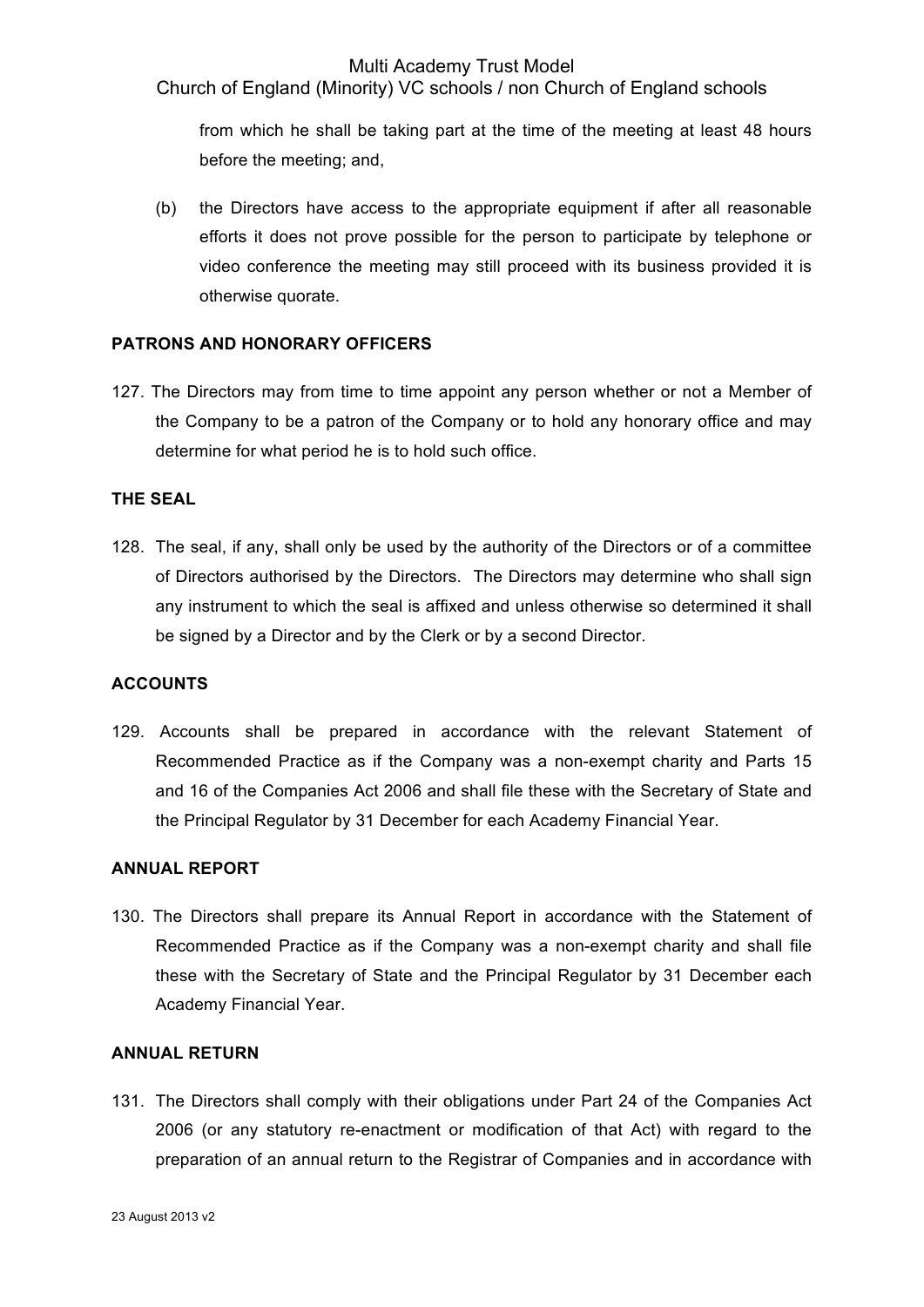from which he shall be taking part at the time of the meeting at least 48 hours before the meeting; and,

(b) the Directors have access to the appropriate equipment if after all reasonable efforts it does not prove possible for the person to participate by telephone or video conference the meeting may still proceed with its business provided it is otherwise quorate.

**PATRONS AND HONORARY OFFICERS**

127. The Directors may from time to time appoint any person whether or not a Member of the Company to be a patron of the Company or to hold any honorary office and may determine for what period he is to hold such office.

**THE SEAL**

128. The seal, if any, shall only be used by the authority of the Directors or of a committee of Directors authorised by the Directors. The Directors may determine who shall sign any instrument to which the seal is affixed and unless otherwise so determined it shall be signed by a Director and by the Clerk or by a second Director.

**ACCOUNTS**

129. Accounts shall be prepared in accordance with the relevant Statement of Recommended Practice as if the Company was a non-exempt charity and Parts 15 and 16 of the Companies Act 2006 and shall file these with the Secretary of State and the Principal Regulator by 31 December for each Academy Financial Year.

**ANNUAL REPORT**

130. The Directors shall prepare its Annual Report in accordance with the Statement of Recommended Practice as if the Company was a non-exempt charity and shall file these with the Secretary of State and the Principal Regulator by 31 December each Academy Financial Year.

**ANNUAL RETURN**

131. The Directors shall comply with their obligations under Part 24 of the Companies Act 2006 (or any statutory re-enactment or modification of that Act) with regard to the preparation of an annual return to the Registrar of Companies and in accordance with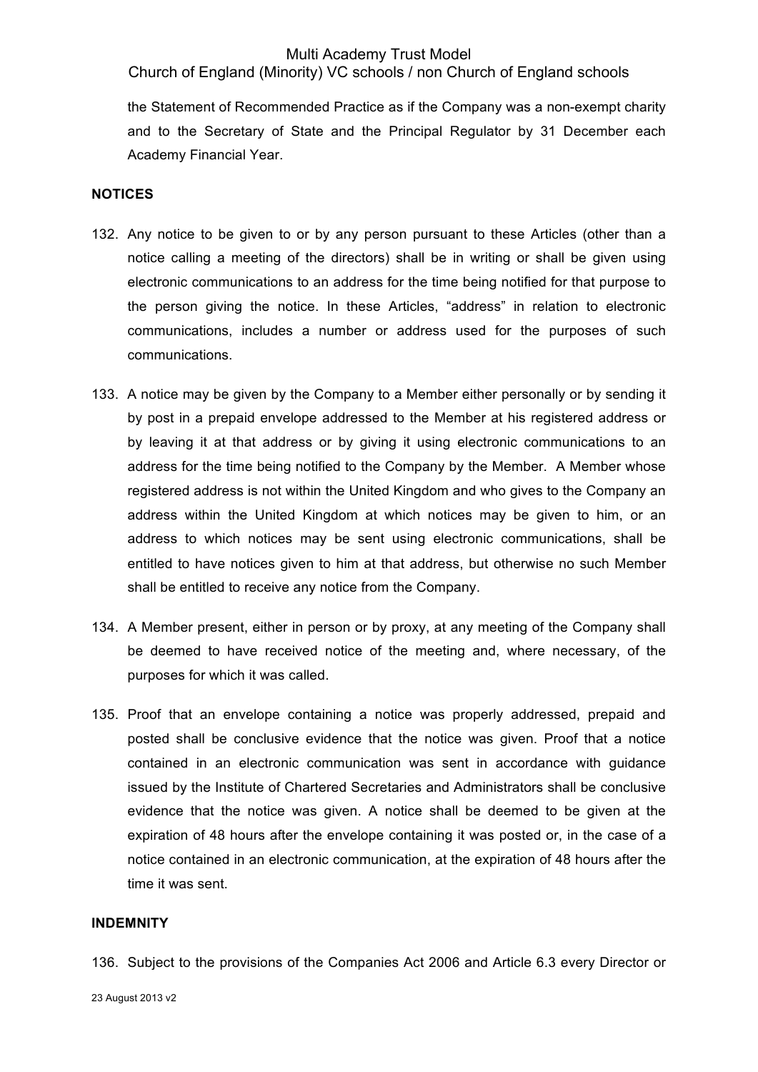the Statement of Recommended Practice as if the Company was a non-exempt charity and to the Secretary of State and the Principal Regulator by 31 December each Academy Financial Year.

**NOTICES**

132. Any notice to be given to or by any person pursuant to these Articles (other than a notice calling a meeting of the directors) shall be in writing or shall be given using electronic communications to an address for the time being notified for that purpose to the person giving the notice. In these Articles, "address" in relation to electronic communications, includes a number or address used for the purposes of such communications.

133. A notice may be given by the Company to a Member either personally or by sending it by post in a prepaid envelope addressed to the Member at his registered address or by leaving it at that address or by giving it using electronic communications to an address for the time being notified to the Company by the Member. A Member whose registered address is not within the United Kingdom and who gives to the Company an address within the United Kingdom at which notices may be given to him, or an address to which notices may be sent using electronic communications, shall be entitled to have notices given to him at that address, but otherwise no such Member shall be entitled to receive any notice from the Company.

134. A Member present, either in person or by proxy, at any meeting of the Company shall be deemed to have received notice of the meeting and, where necessary, of the purposes for which it was called.

135. Proof that an envelope containing a notice was properly addressed, prepaid and posted shall be conclusive evidence that the notice was given. Proof that a notice contained in an electronic communication was sent in accordance with guidance issued by the Institute of Chartered Secretaries and Administrators shall be conclusive evidence that the notice was given. A notice shall be deemed to be given at the expiration of 48 hours after the envelope containing it was posted or, in the case of a notice contained in an electronic communication, at the expiration of 48 hours after the time it was sent.

**INDEMNITY**

136. Subject to the provisions of the Companies Act 2006 and Article 6.3 every Director or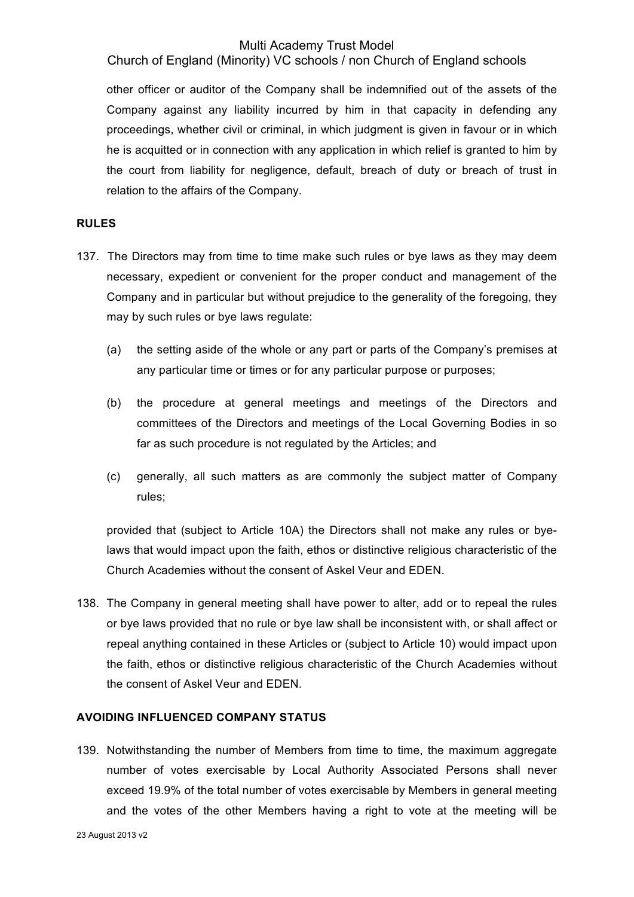other officer or auditor of the Company shall be indemnified out of the assets of the Company against any liability incurred by him in that capacity in defending any proceedings, whether civil or criminal, in which judgment is given in favour or in which he is acquitted or in connection with any application in which relief is granted to him by the court from liability for negligence, default, breach of duty or breach of trust in relation to the affairs of the Company.

**RULES**

137. The Directors may from time to time make such rules or bye laws as they may deem necessary, expedient or convenient for the proper conduct and management of the Company and in particular but without prejudice to the generality of the foregoing, they may by such rules or bye laws regulate:

    (a) the setting aside of the whole or any part or parts of the Company's premises at any particular time or times or for any particular purpose or purposes;

    (b) the procedure at general meetings and meetings of the Directors and committees of the Directors and meetings of the Local Governing Bodies in so far as such procedure is not regulated by the Articles; and

    (c) generally, all such matters as are commonly the subject matter of Company rules;

    provided that (subject to Article 10A) the Directors shall not make any rules or bye-laws that would impact upon the faith, ethos or distinctive religious characteristic of the Church Academies without the consent of Askel Veur and EDEN.

138. The Company in general meeting shall have power to alter, add or to repeal the rules or bye laws provided that no rule or bye law shall be inconsistent with, or shall affect or repeal anything contained in these Articles or (subject to Article 10) would impact upon the faith, ethos or distinctive religious characteristic of the Church Academies without the consent of Askel Veur and EDEN.

**AVOIDING INFLUENCED COMPANY STATUS**

139. Notwithstanding the number of Members from time to time, the maximum aggregate number of votes exercisable by Local Authority Associated Persons shall never exceed 19.9% of the total number of votes exercisable by Members in general meeting and the votes of the other Members having a right to vote at the meeting will be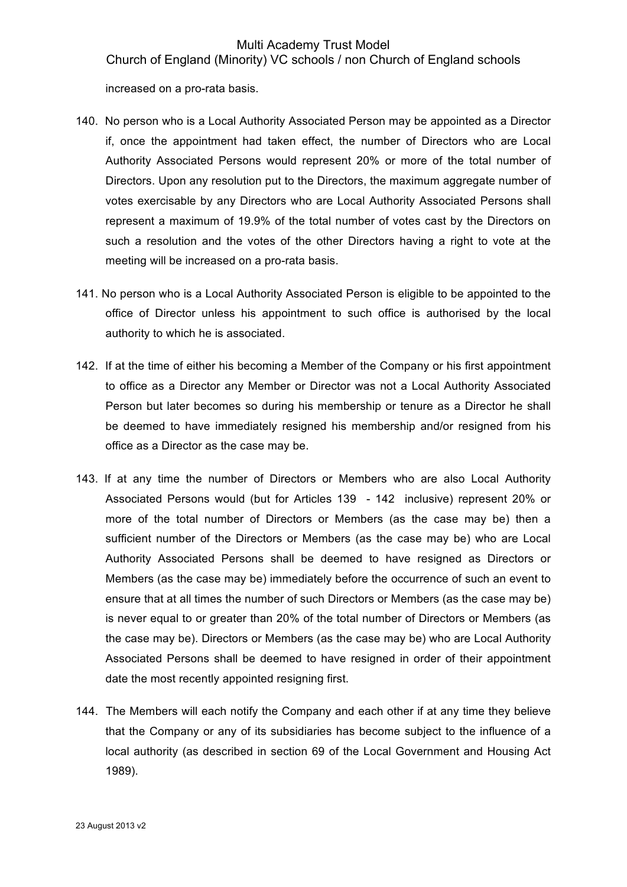increased on a pro-rata basis.

140. No person who is a Local Authority Associated Person may be appointed as a Director if, once the appointment had taken effect, the number of Directors who are Local Authority Associated Persons would represent 20% or more of the total number of Directors. Upon any resolution put to the Directors, the maximum aggregate number of votes exercisable by any Directors who are Local Authority Associated Persons shall represent a maximum of 19.9% of the total number of votes cast by the Directors on such a resolution and the votes of the other Directors having a right to vote at the meeting will be increased on a pro-rata basis.

141. No person who is a Local Authority Associated Person is eligible to be appointed to the office of Director unless his appointment to such office is authorised by the local authority to which he is associated.

142. If at the time of either his becoming a Member of the Company or his first appointment to office as a Director any Member or Director was not a Local Authority Associated Person but later becomes so during his membership or tenure as a Director he shall be deemed to have immediately resigned his membership and/or resigned from his office as a Director as the case may be.

143. If at any time the number of Directors or Members who are also Local Authority Associated Persons would (but for Articles 139 - 142 inclusive) represent 20% or more of the total number of Directors or Members (as the case may be) then a sufficient number of the Directors or Members (as the case may be) who are Local Authority Associated Persons shall be deemed to have resigned as Directors or Members (as the case may be) immediately before the occurrence of such an event to ensure that at all times the number of such Directors or Members (as the case may be) is never equal to or greater than 20% of the total number of Directors or Members (as the case may be). Directors or Members (as the case may be) who are Local Authority Associated Persons shall be deemed to have resigned in order of their appointment date the most recently appointed resigning first.

144. The Members will each notify the Company and each other if at any time they believe that the Company or any of its subsidiaries has become subject to the influence of a local authority (as described in section 69 of the Local Government and Housing Act 1989).